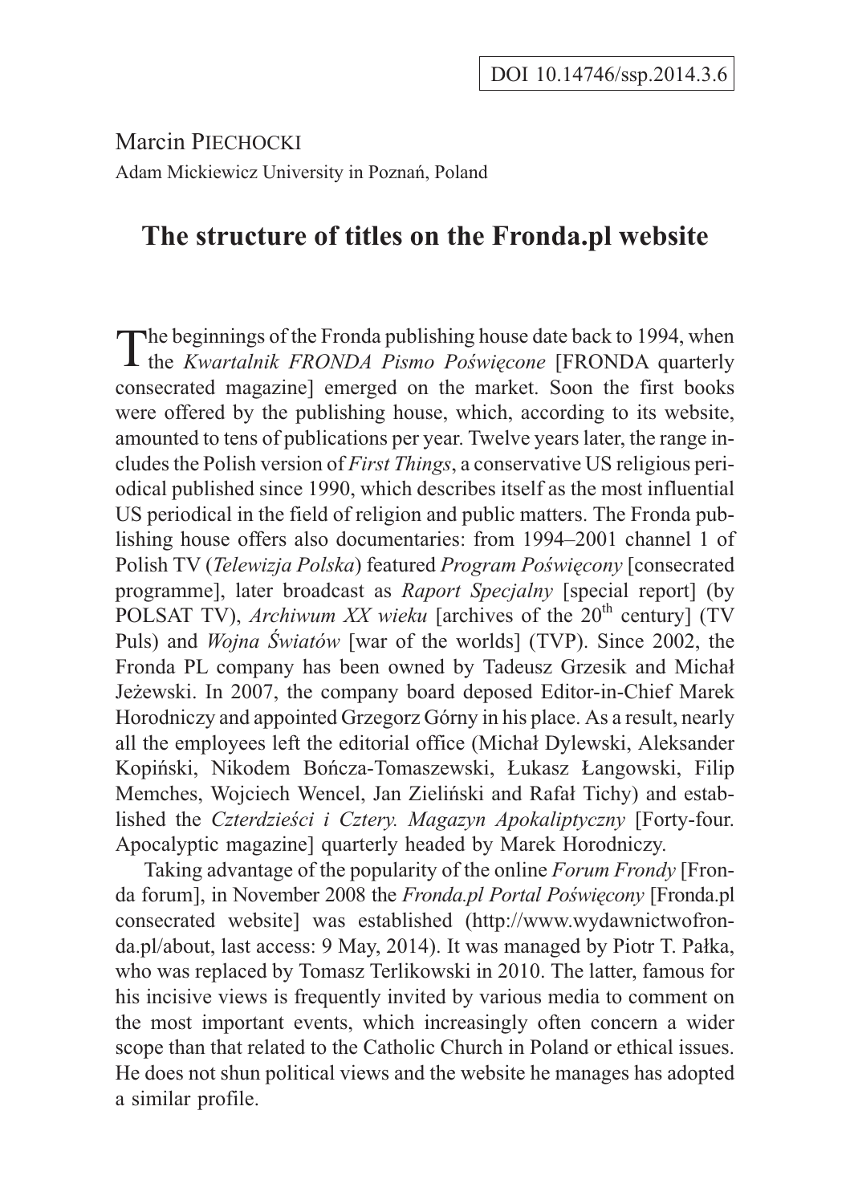DOI 10.14746/ssp.2014.3.6

Marcin PIECHOCKI
Adam Mickiewicz University in Poznań, Poland

# The structure of titles on the Fronda.pl website

The beginnings of the Fronda publishing house date back to 1994, when the *Kwartalnik FRONDA Pismo Poświęcone* [FRONDA quarterly consecrated magazine] emerged on the market. Soon the first books were offered by the publishing house, which, according to its website, amounted to tens of publications per year. Twelve years later, the range includes the Polish version of *First Things*, a conservative US religious periodical published since 1990, which describes itself as the most influential US periodical in the field of religion and public matters. The Fronda publishing house offers also documentaries: from 1994–2001 channel 1 of Polish TV (*Telewizja Polska*) featured *Program Poświęcony* [consecrated programme], later broadcast as *Raport Specjalny* [special report] (by POLSAT TV), *Archiwum XX wieku* [archives of the 20th century] (TV Puls) and *Wojna Światów* [war of the worlds] (TVP). Since 2002, the Fronda PL company has been owned by Tadeusz Grzesik and Michał Jeżewski. In 2007, the company board deposed Editor-in-Chief Marek Horodniczy and appointed Grzegorz Górny in his place. As a result, nearly all the employees left the editorial office (Michał Dylewski, Aleksander Kopiński, Nikodem Bończa-Tomaszewski, Łukasz Łangowski, Filip Memches, Wojciech Wencel, Jan Zieliński and Rafał Tichy) and established the *Czterdzieści i Cztery. Magazyn Apokaliptyczny* [Forty-four. Apocalyptic magazine] quarterly headed by Marek Horodniczy.

Taking advantage of the popularity of the online *Forum Frondy* [Fronda forum], in November 2008 the *Fronda.pl Portal Poświęcony* [Fronda.pl consecrated website] was established (http://www.wydawnictwofronda.pl/about, last access: 9 May, 2014). It was managed by Piotr T. Pałka, who was replaced by Tomasz Terlikowski in 2010. The latter, famous for his incisive views is frequently invited by various media to comment on the most important events, which increasingly often concern a wider scope than that related to the Catholic Church in Poland or ethical issues. He does not shun political views and the website he manages has adopted a similar profile.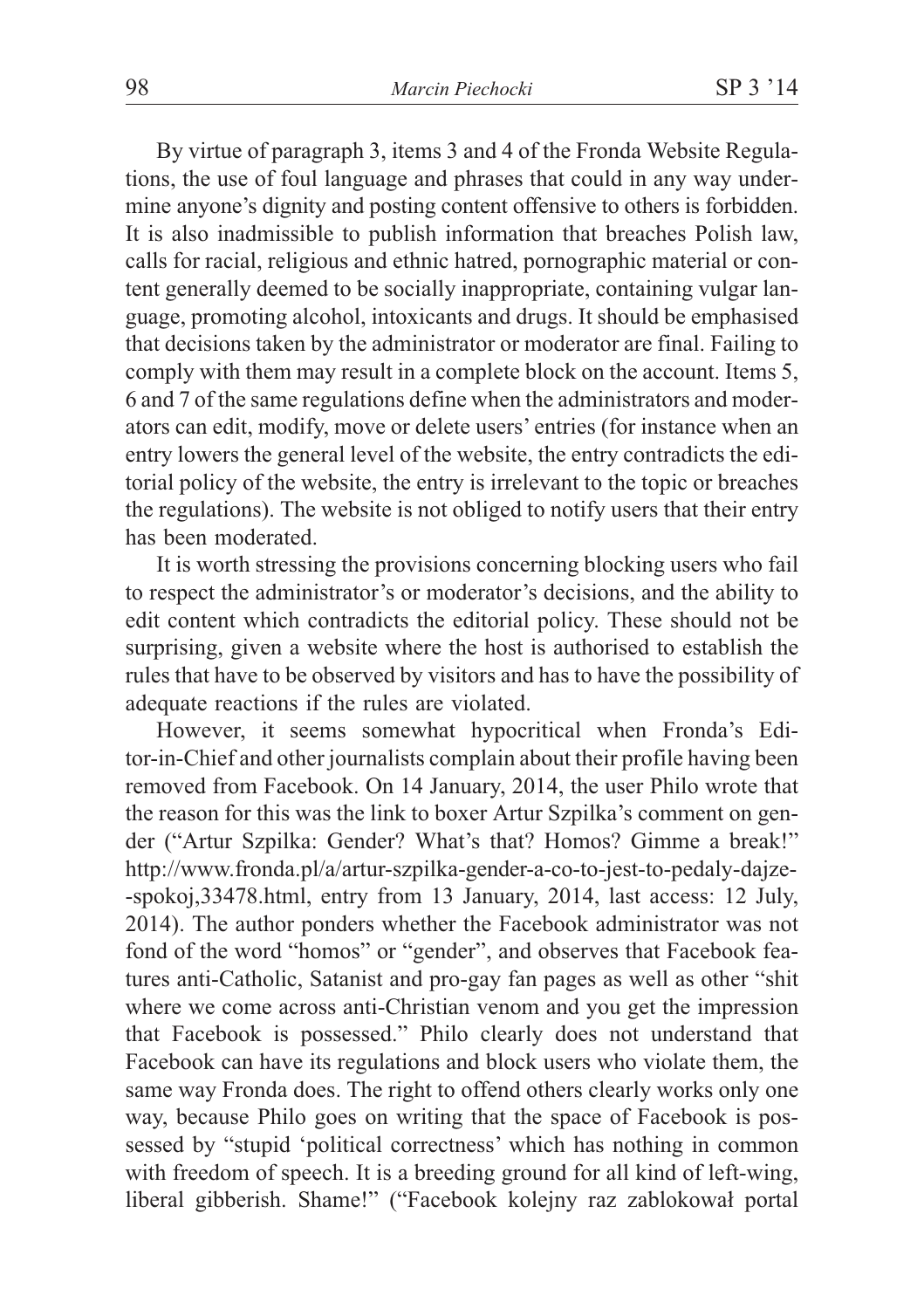By virtue of paragraph 3, items 3 and 4 of the Fronda Website Regulations, the use of foul language and phrases that could in any way undermine anyone's dignity and posting content offensive to others is forbidden. It is also inadmissible to publish information that breaches Polish law, calls for racial, religious and ethnic hatred, pornographic material or content generally deemed to be socially inappropriate, containing vulgar language, promoting alcohol, intoxicants and drugs. It should be emphasised that decisions taken by the administrator or moderator are final. Failing to comply with them may result in a complete block on the account. Items 5, 6 and 7 of the same regulations define when the administrators and moderators can edit, modify, move or delete users' entries (for instance when an entry lowers the general level of the website, the entry contradicts the editorial policy of the website, the entry is irrelevant to the topic or breaches the regulations). The website is not obliged to notify users that their entry has been moderated.

It is worth stressing the provisions concerning blocking users who fail to respect the administrator's or moderator's decisions, and the ability to edit content which contradicts the editorial policy. These should not be surprising, given a website where the host is authorised to establish the rules that have to be observed by visitors and has to have the possibility of adequate reactions if the rules are violated.

However, it seems somewhat hypocritical when Fronda's Editor-in-Chief and other journalists complain about their profile having been removed from Facebook. On 14 January, 2014, the user Philo wrote that the reason for this was the link to boxer Artur Szpilka's comment on gender ("Artur Szpilka: Gender? What's that? Homos? Gimme a break!" http://www.fronda.pl/a/artur-szpilka-gender-a-co-to-jest-to-pedaly-dajze--spokoj,33478.html, entry from 13 January, 2014, last access: 12 July, 2014). The author ponders whether the Facebook administrator was not fond of the word "homos" or "gender", and observes that Facebook features anti-Catholic, Satanist and pro-gay fan pages as well as other "shit where we come across anti-Christian venom and you get the impression that Facebook is possessed." Philo clearly does not understand that Facebook can have its regulations and block users who violate them, the same way Fronda does. The right to offend others clearly works only one way, because Philo goes on writing that the space of Facebook is possessed by "stupid 'political correctness' which has nothing in common with freedom of speech. It is a breeding ground for all kind of left-wing, liberal gibberish. Shame!" ("Facebook kolejny raz zablokował portal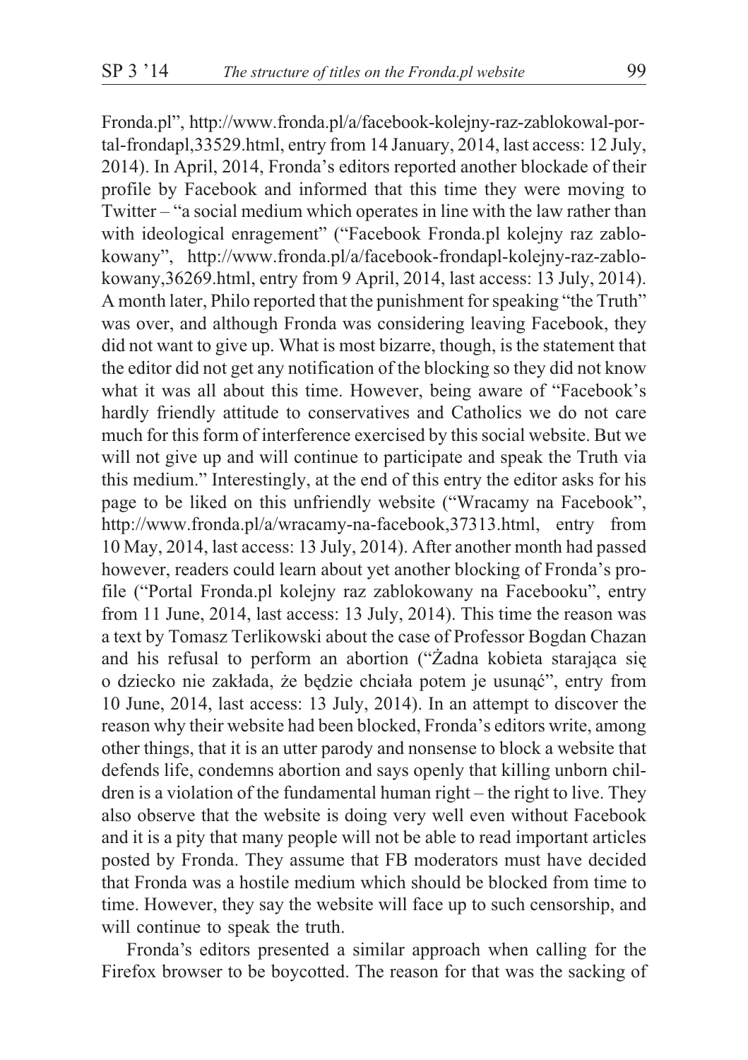Fronda.pl", http://www.fronda.pl/a/facebook-kolejny-raz-zablokowal-portal-frondapl,33529.html, entry from 14 January, 2014, last access: 12 July, 2014). In April, 2014, Fronda's editors reported another blockade of their profile by Facebook and informed that this time they were moving to Twitter – "a social medium which operates in line with the law rather than with ideological enragement" ("Facebook Fronda.pl kolejny raz zablokowany", http://www.fronda.pl/a/facebook-frondapl-kolejny-raz-zablokowany,36269.html, entry from 9 April, 2014, last access: 13 July, 2014). A month later, Philo reported that the punishment for speaking "the Truth" was over, and although Fronda was considering leaving Facebook, they did not want to give up. What is most bizarre, though, is the statement that the editor did not get any notification of the blocking so they did not know what it was all about this time. However, being aware of "Facebook's hardly friendly attitude to conservatives and Catholics we do not care much for this form of interference exercised by this social website. But we will not give up and will continue to participate and speak the Truth via this medium." Interestingly, at the end of this entry the editor asks for his page to be liked on this unfriendly website ("Wracamy na Facebook", http://www.fronda.pl/a/wracamy-na-facebook,37313.html, entry from 10 May, 2014, last access: 13 July, 2014). After another month had passed however, readers could learn about yet another blocking of Fronda's profile ("Portal Fronda.pl kolejny raz zablokowany na Facebooku", entry from 11 June, 2014, last access: 13 July, 2014). This time the reason was a text by Tomasz Terlikowski about the case of Professor Bogdan Chazan and his refusal to perform an abortion ("Żadna kobieta starająca się o dziecko nie zakłada, że będzie chciała potem je usunąć", entry from 10 June, 2014, last access: 13 July, 2014). In an attempt to discover the reason why their website had been blocked, Fronda's editors write, among other things, that it is an utter parody and nonsense to block a website that defends life, condemns abortion and says openly that killing unborn children is a violation of the fundamental human right – the right to live. They also observe that the website is doing very well even without Facebook and it is a pity that many people will not be able to read important articles posted by Fronda. They assume that FB moderators must have decided that Fronda was a hostile medium which should be blocked from time to time. However, they say the website will face up to such censorship, and will continue to speak the truth.

Fronda's editors presented a similar approach when calling for the Firefox browser to be boycotted. The reason for that was the sacking of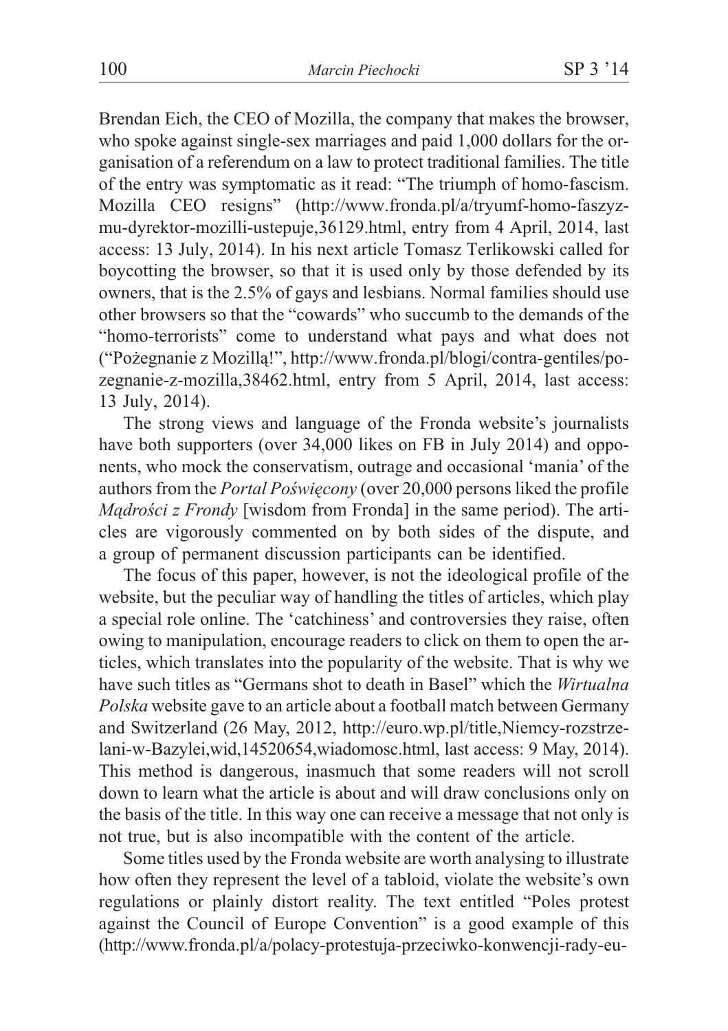Brendan Eich, the CEO of Mozilla, the company that makes the browser, who spoke against single-sex marriages and paid 1,000 dollars for the organisation of a referendum on a law to protect traditional families. The title of the entry was symptomatic as it read: "The triumph of homo-fascism. Mozilla CEO resigns" (http://www.fronda.pl/a/tryumf-homo-faszyzmu-dyrektor-mozilli-ustepuje,36129.html, entry from 4 April, 2014, last access: 13 July, 2014). In his next article Tomasz Terlikowski called for boycotting the browser, so that it is used only by those defended by its owners, that is the 2.5% of gays and lesbians. Normal families should use other browsers so that the "cowards" who succumb to the demands of the "homo-terrorists" come to understand what pays and what does not ("Pożegnanie z Mozillą!", http://www.fronda.pl/blogi/contra-gentiles/pozegnanie-z-mozilla,38462.html, entry from 5 April, 2014, last access: 13 July, 2014).

The strong views and language of the Fronda website's journalists have both supporters (over 34,000 likes on FB in July 2014) and opponents, who mock the conservatism, outrage and occasional 'mania' of the authors from the *Portal Poświęcony* (over 20,000 persons liked the profile *Mądrości z Frondy* [wisdom from Fronda] in the same period). The articles are vigorously commented on by both sides of the dispute, and a group of permanent discussion participants can be identified.

The focus of this paper, however, is not the ideological profile of the website, but the peculiar way of handling the titles of articles, which play a special role online. The 'catchiness' and controversies they raise, often owing to manipulation, encourage readers to click on them to open the articles, which translates into the popularity of the website. That is why we have such titles as "Germans shot to death in Basel" which the *Wirtualna Polska* website gave to an article about a football match between Germany and Switzerland (26 May, 2012, http://euro.wp.pl/title,Niemcy-rozstrzelani-w-Bazylei,wid,14520654,wiadomosc.html, last access: 9 May, 2014). This method is dangerous, inasmuch that some readers will not scroll down to learn what the article is about and will draw conclusions only on the basis of the title. In this way one can receive a message that not only is not true, but is also incompatible with the content of the article.

Some titles used by the Fronda website are worth analysing to illustrate how often they represent the level of a tabloid, violate the website's own regulations or plainly distort reality. The text entitled "Poles protest against the Council of Europe Convention" is a good example of this (http://www.fronda.pl/a/polacy-protestuja-przeciwko-konwencji-rady-eu-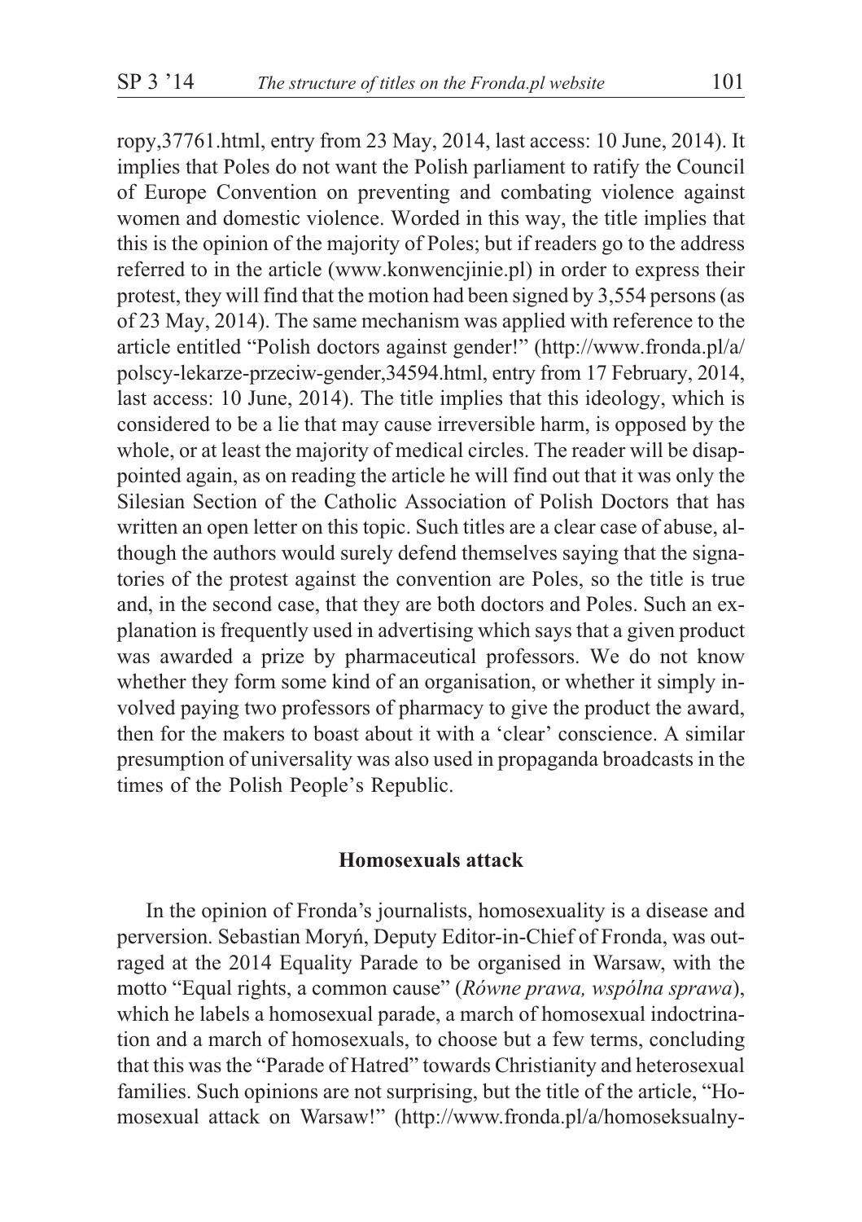ropy,37761.html, entry from 23 May, 2014, last access: 10 June, 2014). It implies that Poles do not want the Polish parliament to ratify the Council of Europe Convention on preventing and combating violence against women and domestic violence. Worded in this way, the title implies that this is the opinion of the majority of Poles; but if readers go to the address referred to in the article (www.konwencjinie.pl) in order to express their protest, they will find that the motion had been signed by 3,554 persons (as of 23 May, 2014). The same mechanism was applied with reference to the article entitled "Polish doctors against gender!" (http://www.fronda.pl/a/polscy-lekarze-przeciw-gender,34594.html, entry from 17 February, 2014, last access: 10 June, 2014). The title implies that this ideology, which is considered to be a lie that may cause irreversible harm, is opposed by the whole, or at least the majority of medical circles. The reader will be disappointed again, as on reading the article he will find out that it was only the Silesian Section of the Catholic Association of Polish Doctors that has written an open letter on this topic. Such titles are a clear case of abuse, although the authors would surely defend themselves saying that the signatories of the protest against the convention are Poles, so the title is true and, in the second case, that they are both doctors and Poles. Such an explanation is frequently used in advertising which says that a given product was awarded a prize by pharmaceutical professors. We do not know whether they form some kind of an organisation, or whether it simply involved paying two professors of pharmacy to give the product the award, then for the makers to boast about it with a 'clear' conscience. A similar presumption of universality was also used in propaganda broadcasts in the times of the Polish People's Republic.

## Homosexuals attack

In the opinion of Fronda's journalists, homosexuality is a disease and perversion. Sebastian Moryń, Deputy Editor-in-Chief of Fronda, was outraged at the 2014 Equality Parade to be organised in Warsaw, with the motto "Equal rights, a common cause" (*Równe prawa, wspólna sprawa*), which he labels a homosexual parade, a march of homosexual indoctrination and a march of homosexuals, to choose but a few terms, concluding that this was the "Parade of Hatred" towards Christianity and heterosexual families. Such opinions are not surprising, but the title of the article, "Homosexual attack on Warsaw!" (http://www.fronda.pl/a/homoseksualny-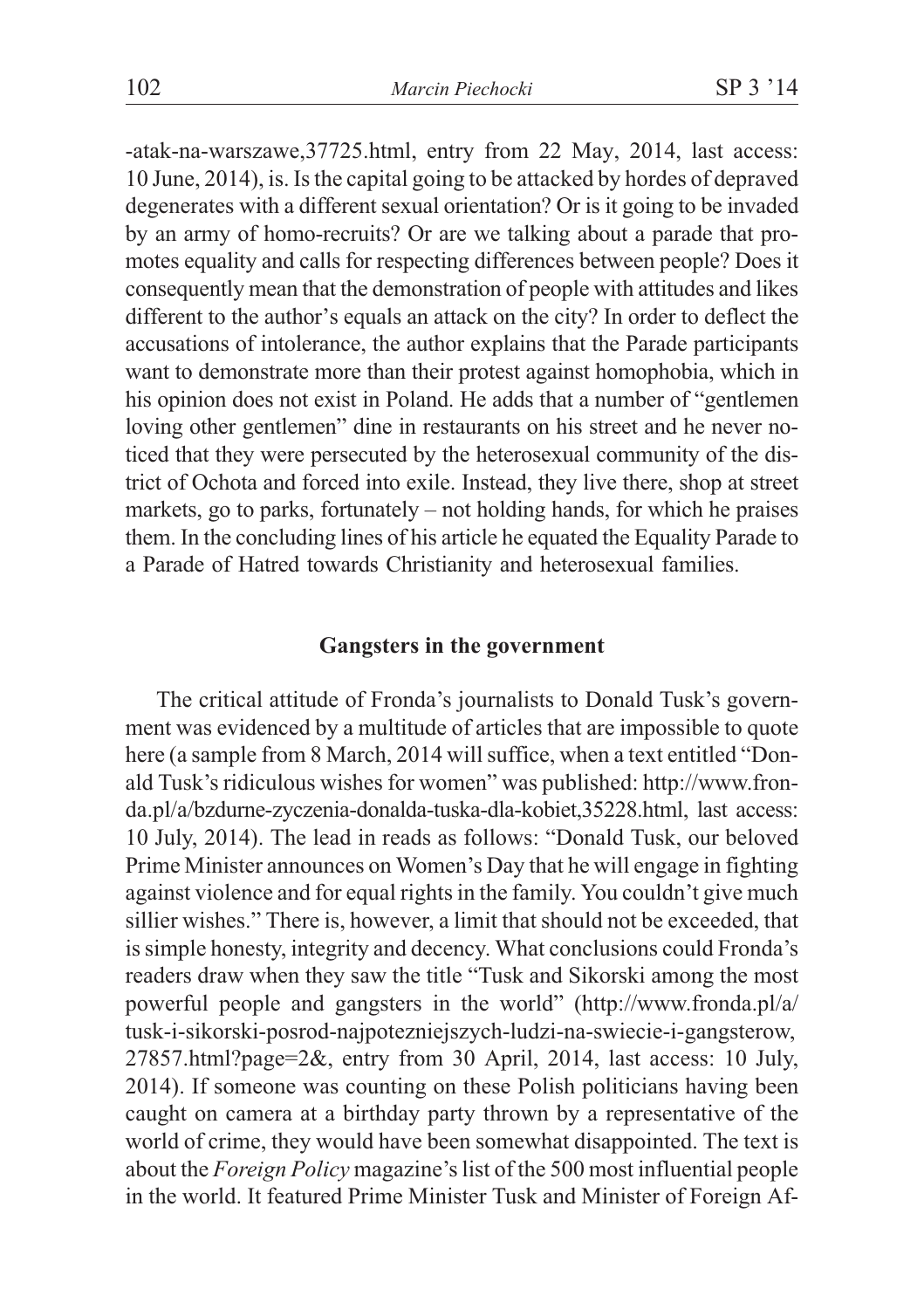-atak-na-warszawe,37725.html, entry from 22 May, 2014, last access: 10 June, 2014), is. Is the capital going to be attacked by hordes of depraved degenerates with a different sexual orientation? Or is it going to be invaded by an army of homo-recruits? Or are we talking about a parade that promotes equality and calls for respecting differences between people? Does it consequently mean that the demonstration of people with attitudes and likes different to the author's equals an attack on the city? In order to deflect the accusations of intolerance, the author explains that the Parade participants want to demonstrate more than their protest against homophobia, which in his opinion does not exist in Poland. He adds that a number of "gentlemen loving other gentlemen" dine in restaurants on his street and he never noticed that they were persecuted by the heterosexual community of the district of Ochota and forced into exile. Instead, they live there, shop at street markets, go to parks, fortunately – not holding hands, for which he praises them. In the concluding lines of his article he equated the Equality Parade to a Parade of Hatred towards Christianity and heterosexual families.

## Gangsters in the government

The critical attitude of Fronda's journalists to Donald Tusk's government was evidenced by a multitude of articles that are impossible to quote here (a sample from 8 March, 2014 will suffice, when a text entitled "Donald Tusk's ridiculous wishes for women" was published: http://www.fronda.pl/a/bzdurne-zyczenia-donalda-tuska-dla-kobiet,35228.html, last access: 10 July, 2014). The lead in reads as follows: "Donald Tusk, our beloved Prime Minister announces on Women's Day that he will engage in fighting against violence and for equal rights in the family. You couldn't give much sillier wishes." There is, however, a limit that should not be exceeded, that is simple honesty, integrity and decency. What conclusions could Fronda's readers draw when they saw the title "Tusk and Sikorski among the most powerful people and gangsters in the world" (http://www.fronda.pl/a/tusk-i-sikorski-posrod-najpotezniejszych-ludzi-na-swiecie-i-gangsterow,27857.html?page=2&, entry from 30 April, 2014, last access: 10 July, 2014). If someone was counting on these Polish politicians having been caught on camera at a birthday party thrown by a representative of the world of crime, they would have been somewhat disappointed. The text is about the *Foreign Policy* magazine's list of the 500 most influential people in the world. It featured Prime Minister Tusk and Minister of Foreign Af-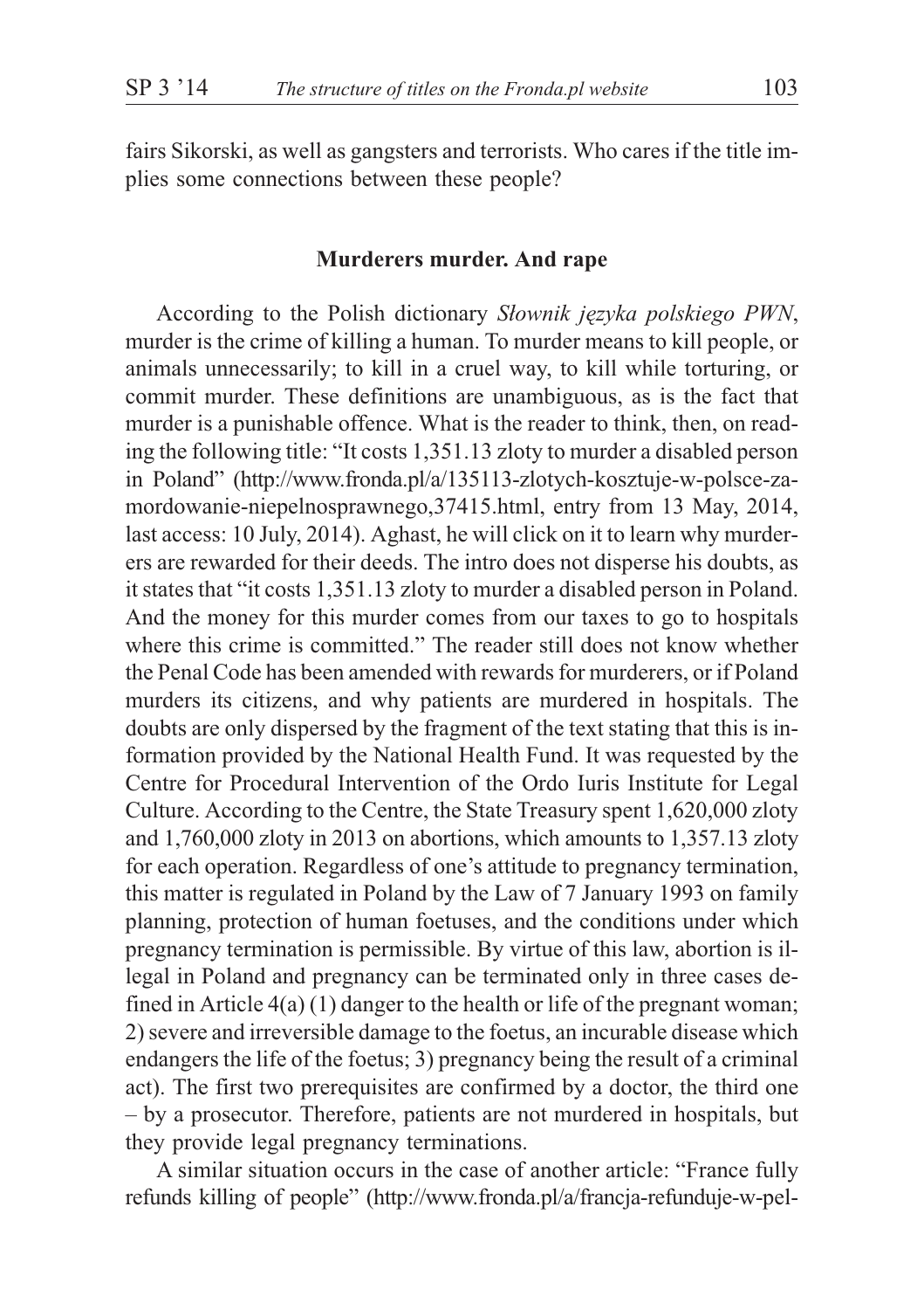fairs Sikorski, as well as gangsters and terrorists. Who cares if the title implies some connections between these people?

## Murderers murder. And rape

According to the Polish dictionary *Słownik języka polskiego PWN*, murder is the crime of killing a human. To murder means to kill people, or animals unnecessarily; to kill in a cruel way, to kill while torturing, or commit murder. These definitions are unambiguous, as is the fact that murder is a punishable offence. What is the reader to think, then, on reading the following title: "It costs 1,351.13 zloty to murder a disabled person in Poland" (http://www.fronda.pl/a/135113-zlotych-kosztuje-w-polsce-za-mordowanie-niepelnosprawnego,37415.html, entry from 13 May, 2014, last access: 10 July, 2014). Aghast, he will click on it to learn why murderers are rewarded for their deeds. The intro does not disperse his doubts, as it states that "it costs 1,351.13 zloty to murder a disabled person in Poland. And the money for this murder comes from our taxes to go to hospitals where this crime is committed." The reader still does not know whether the Penal Code has been amended with rewards for murderers, or if Poland murders its citizens, and why patients are murdered in hospitals. The doubts are only dispersed by the fragment of the text stating that this is information provided by the National Health Fund. It was requested by the Centre for Procedural Intervention of the Ordo Iuris Institute for Legal Culture. According to the Centre, the State Treasury spent 1,620,000 zloty and 1,760,000 zloty in 2013 on abortions, which amounts to 1,357.13 zloty for each operation. Regardless of one's attitude to pregnancy termination, this matter is regulated in Poland by the Law of 7 January 1993 on family planning, protection of human foetuses, and the conditions under which pregnancy termination is permissible. By virtue of this law, abortion is illegal in Poland and pregnancy can be terminated only in three cases defined in Article 4(a) (1) danger to the health or life of the pregnant woman; 2) severe and irreversible damage to the foetus, an incurable disease which endangers the life of the foetus; 3) pregnancy being the result of a criminal act). The first two prerequisites are confirmed by a doctor, the third one – by a prosecutor. Therefore, patients are not murdered in hospitals, but they provide legal pregnancy terminations.

A similar situation occurs in the case of another article: "France fully refunds killing of people" (http://www.fronda.pl/a/francja-refunduje-w-pel-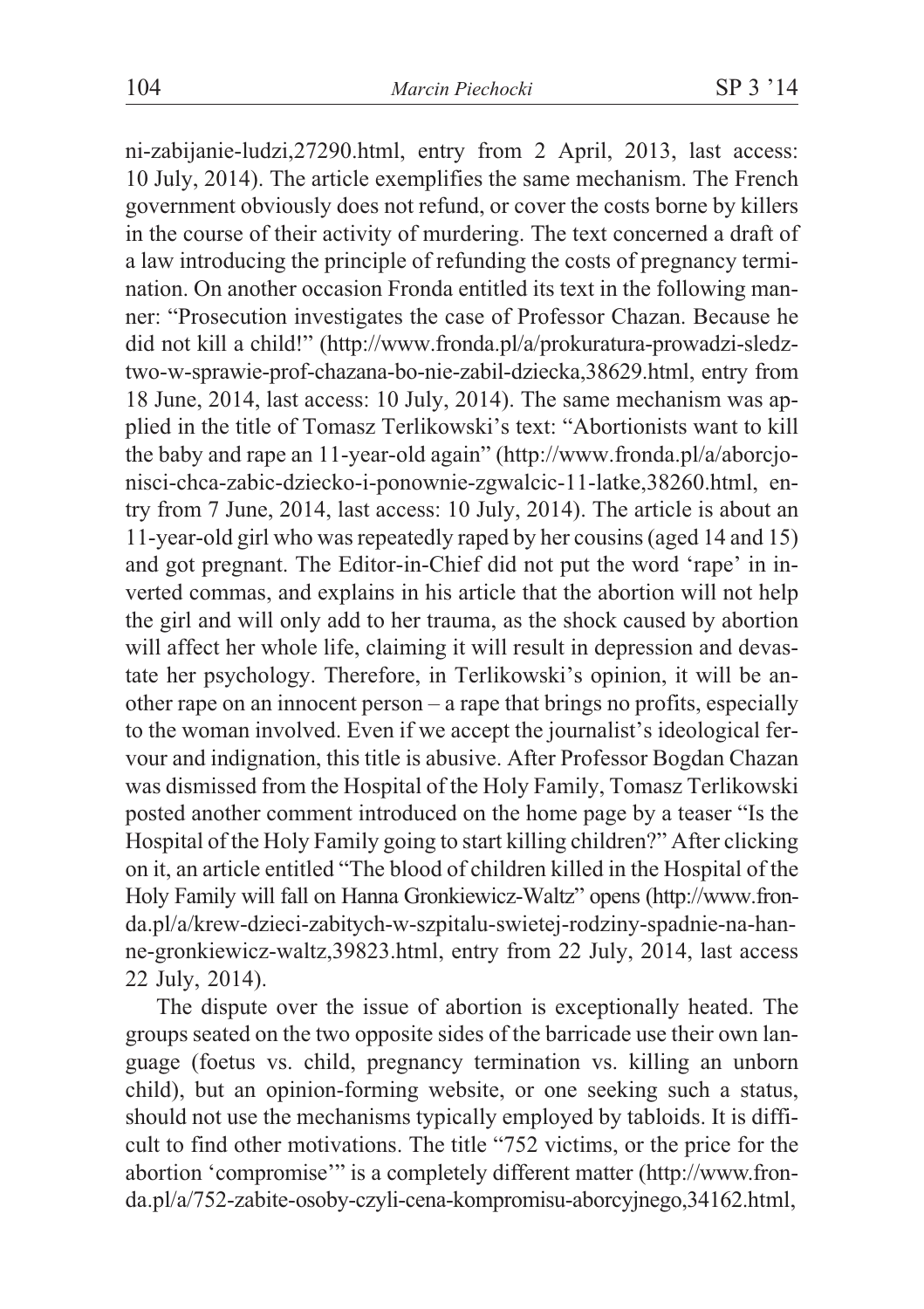ni-zabijanie-ludzi,27290.html, entry from 2 April, 2013, last access: 10 July, 2014). The article exemplifies the same mechanism. The French government obviously does not refund, or cover the costs borne by killers in the course of their activity of murdering. The text concerned a draft of a law introducing the principle of refunding the costs of pregnancy termination. On another occasion Fronda entitled its text in the following manner: "Prosecution investigates the case of Professor Chazan. Because he did not kill a child!" (http://www.fronda.pl/a/prokuratura-prowadzi-sledztwo-w-sprawie-prof-chazana-bo-nie-zabil-dziecka,38629.html, entry from 18 June, 2014, last access: 10 July, 2014). The same mechanism was applied in the title of Tomasz Terlikowski's text: "Abortionists want to kill the baby and rape an 11-year-old again" (http://www.fronda.pl/a/aborcjonisci-chca-zabic-dziecko-i-ponownie-zgwalcic-11-latke,38260.html, entry from 7 June, 2014, last access: 10 July, 2014). The article is about an 11-year-old girl who was repeatedly raped by her cousins (aged 14 and 15) and got pregnant. The Editor-in-Chief did not put the word 'rape' in inverted commas, and explains in his article that the abortion will not help the girl and will only add to her trauma, as the shock caused by abortion will affect her whole life, claiming it will result in depression and devastate her psychology. Therefore, in Terlikowski's opinion, it will be another rape on an innocent person – a rape that brings no profits, especially to the woman involved. Even if we accept the journalist's ideological fervour and indignation, this title is abusive. After Professor Bogdan Chazan was dismissed from the Hospital of the Holy Family, Tomasz Terlikowski posted another comment introduced on the home page by a teaser "Is the Hospital of the Holy Family going to start killing children?" After clicking on it, an article entitled "The blood of children killed in the Hospital of the Holy Family will fall on Hanna Gronkiewicz-Waltz" opens (http://www.fronda.pl/a/krew-dzieci-zabitych-w-szpitalu-swietej-rodziny-spadnie-na-hanne-gronkiewicz-waltz,39823.html, entry from 22 July, 2014, last access 22 July, 2014).

The dispute over the issue of abortion is exceptionally heated. The groups seated on the two opposite sides of the barricade use their own language (foetus vs. child, pregnancy termination vs. killing an unborn child), but an opinion-forming website, or one seeking such a status, should not use the mechanisms typically employed by tabloids. It is difficult to find other motivations. The title "752 victims, or the price for the abortion 'compromise'" is a completely different matter (http://www.fronda.pl/a/752-zabite-osoby-czyli-cena-kompromisu-aborcyjnego,34162.html,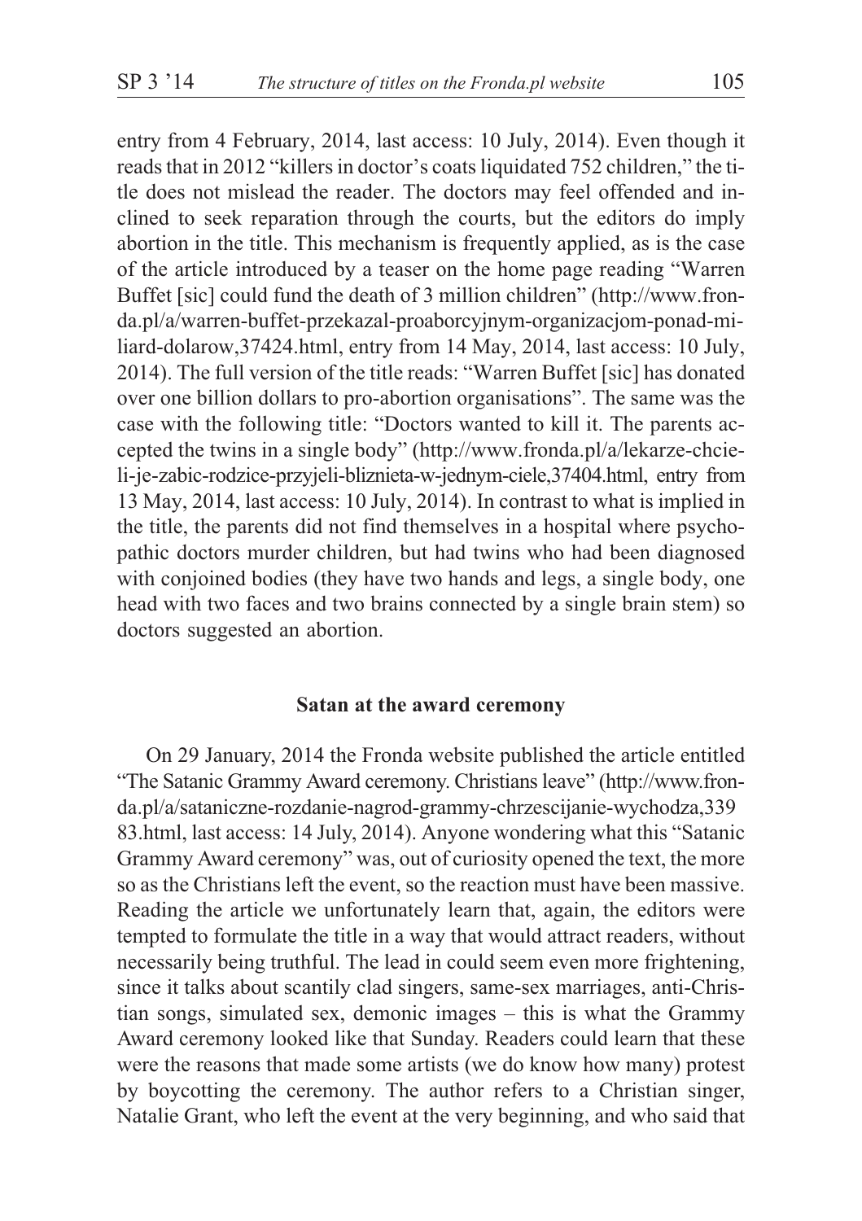entry from 4 February, 2014, last access: 10 July, 2014). Even though it reads that in 2012 "killers in doctor's coats liquidated 752 children," the title does not mislead the reader. The doctors may feel offended and inclined to seek reparation through the courts, but the editors do imply abortion in the title. This mechanism is frequently applied, as is the case of the article introduced by a teaser on the home page reading "Warren Buffet [sic] could fund the death of 3 million children" (http://www.fronda.pl/a/warren-buffet-przekazal-proaborcyjnym-organizacjom-ponad-miliard-dolarow,37424.html, entry from 14 May, 2014, last access: 10 July, 2014). The full version of the title reads: "Warren Buffet [sic] has donated over one billion dollars to pro-abortion organisations". The same was the case with the following title: "Doctors wanted to kill it. The parents accepted the twins in a single body" (http://www.fronda.pl/a/lekarze-chcieli-je-zabic-rodzice-przyjeli-bliznieta-w-jednym-ciele,37404.html, entry from 13 May, 2014, last access: 10 July, 2014). In contrast to what is implied in the title, the parents did not find themselves in a hospital where psychopathic doctors murder children, but had twins who had been diagnosed with conjoined bodies (they have two hands and legs, a single body, one head with two faces and two brains connected by a single brain stem) so doctors suggested an abortion.

## Satan at the award ceremony

On 29 January, 2014 the Fronda website published the article entitled "The Satanic Grammy Award ceremony. Christians leave" (http://www.fronda.pl/a/sataniczne-rozdanie-nagrod-grammy-chrzescijanie-wychodza,33983.html, last access: 14 July, 2014). Anyone wondering what this "Satanic Grammy Award ceremony" was, out of curiosity opened the text, the more so as the Christians left the event, so the reaction must have been massive. Reading the article we unfortunately learn that, again, the editors were tempted to formulate the title in a way that would attract readers, without necessarily being truthful. The lead in could seem even more frightening, since it talks about scantily clad singers, same-sex marriages, anti-Christian songs, simulated sex, demonic images – this is what the Grammy Award ceremony looked like that Sunday. Readers could learn that these were the reasons that made some artists (we do know how many) protest by boycotting the ceremony. The author refers to a Christian singer, Natalie Grant, who left the event at the very beginning, and who said that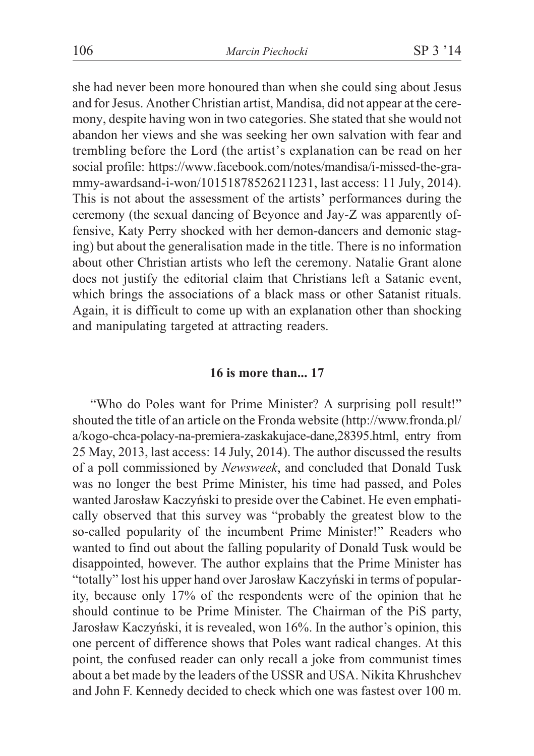she had never been more honoured than when she could sing about Jesus and for Jesus. Another Christian artist, Mandisa, did not appear at the ceremony, despite having won in two categories. She stated that she would not abandon her views and she was seeking her own salvation with fear and trembling before the Lord (the artist's explanation can be read on her social profile: https://www.facebook.com/notes/mandisa/i-missed-the-grammy-awardsand-i-won/10151878526211231, last access: 11 July, 2014). This is not about the assessment of the artists' performances during the ceremony (the sexual dancing of Beyonce and Jay-Z was apparently offensive, Katy Perry shocked with her demon-dancers and demonic staging) but about the generalisation made in the title. There is no information about other Christian artists who left the ceremony. Natalie Grant alone does not justify the editorial claim that Christians left a Satanic event, which brings the associations of a black mass or other Satanist rituals. Again, it is difficult to come up with an explanation other than shocking and manipulating targeted at attracting readers.

### 16 is more than... 17

"Who do Poles want for Prime Minister? A surprising poll result!" shouted the title of an article on the Fronda website (http://www.fronda.pl/a/kogo-chca-polacy-na-premiera-zaskakujace-dane,28395.html, entry from 25 May, 2013, last access: 14 July, 2014). The author discussed the results of a poll commissioned by *Newsweek*, and concluded that Donald Tusk was no longer the best Prime Minister, his time had passed, and Poles wanted Jarosław Kaczyński to preside over the Cabinet. He even emphatically observed that this survey was "probably the greatest blow to the so-called popularity of the incumbent Prime Minister!" Readers who wanted to find out about the falling popularity of Donald Tusk would be disappointed, however. The author explains that the Prime Minister has "totally" lost his upper hand over Jarosław Kaczyński in terms of popularity, because only 17% of the respondents were of the opinion that he should continue to be Prime Minister. The Chairman of the PiS party, Jarosław Kaczyński, it is revealed, won 16%. In the author's opinion, this one percent of difference shows that Poles want radical changes. At this point, the confused reader can only recall a joke from communist times about a bet made by the leaders of the USSR and USA. Nikita Khrushchev and John F. Kennedy decided to check which one was fastest over 100 m.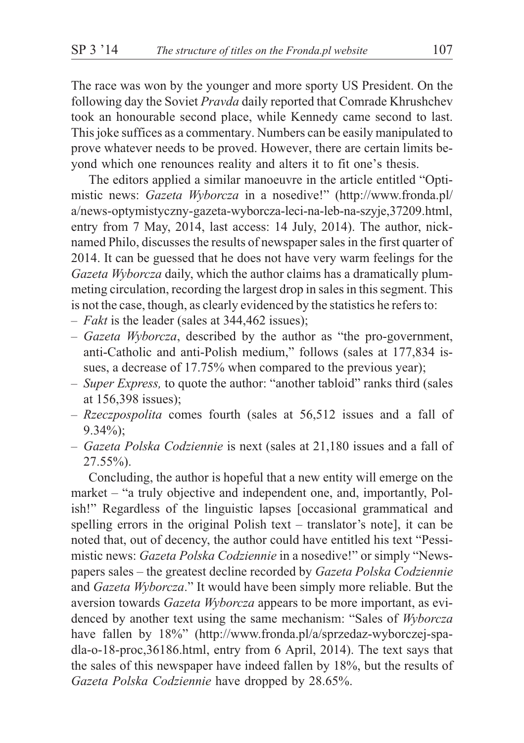The race was won by the younger and more sporty US President. On the following day the Soviet *Pravda* daily reported that Comrade Khrushchev took an honourable second place, while Kennedy came second to last. This joke suffices as a commentary. Numbers can be easily manipulated to prove whatever needs to be proved. However, there are certain limits beyond which one renounces reality and alters it to fit one's thesis.

The editors applied a similar manoeuvre in the article entitled "Optimistic news: *Gazeta Wyborcza* in a nosedive!" (http://www.fronda.pl/a/news-optymistyczny-gazeta-wyborcza-leci-na-leb-na-szyje,37209.html, entry from 7 May, 2014, last access: 14 July, 2014). The author, nicknamed Philo, discusses the results of newspaper sales in the first quarter of 2014. It can be guessed that he does not have very warm feelings for the *Gazeta Wyborcza* daily, which the author claims has a dramatically plummeting circulation, recording the largest drop in sales in this segment. This is not the case, though, as clearly evidenced by the statistics he refers to:

- *Fakt* is the leader (sales at 344,462 issues);
- *Gazeta Wyborcza*, described by the author as "the pro-government, anti-Catholic and anti-Polish medium," follows (sales at 177,834 issues, a decrease of 17.75% when compared to the previous year);
- *Super Express,* to quote the author: "another tabloid" ranks third (sales at 156,398 issues);
- *Rzeczpospolita* comes fourth (sales at 56,512 issues and a fall of 9.34%);
- *Gazeta Polska Codziennie* is next (sales at 21,180 issues and a fall of 27.55%).

Concluding, the author is hopeful that a new entity will emerge on the market – "a truly objective and independent one, and, importantly, Polish!" Regardless of the linguistic lapses [occasional grammatical and spelling errors in the original Polish text – translator's note], it can be noted that, out of decency, the author could have entitled his text "Pessimistic news: *Gazeta Polska Codziennie* in a nosedive!" or simply "Newspapers sales – the greatest decline recorded by *Gazeta Polska Codziennie* and *Gazeta Wyborcza*." It would have been simply more reliable. But the aversion towards *Gazeta Wyborcza* appears to be more important, as evidenced by another text using the same mechanism: "Sales of *Wyborcza* have fallen by 18%" (http://www.fronda.pl/a/sprzedaz-wyborczej-spadla-o-18-proc,36186.html, entry from 6 April, 2014). The text says that the sales of this newspaper have indeed fallen by 18%, but the results of *Gazeta Polska Codziennie* have dropped by 28.65%.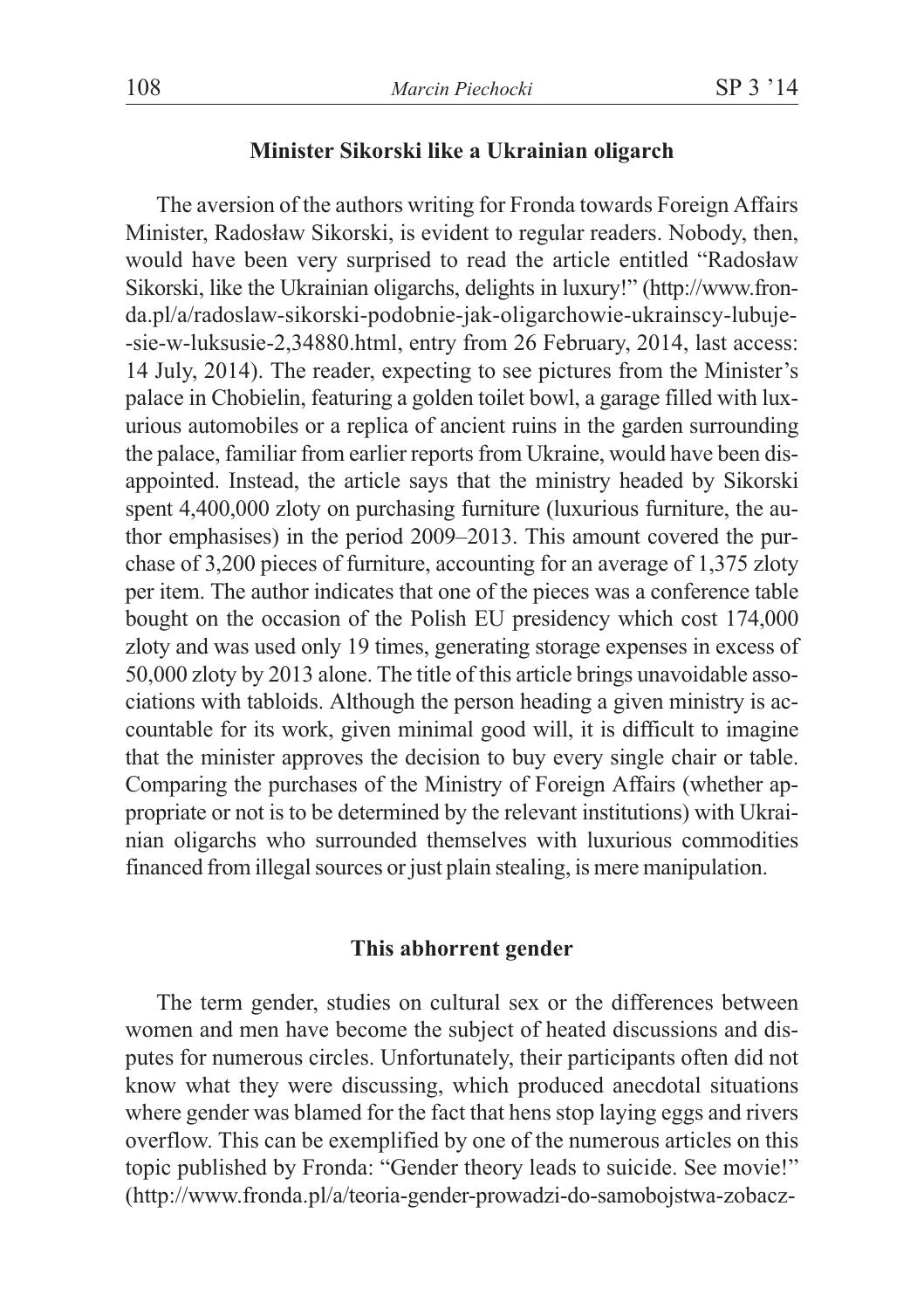### Minister Sikorski like a Ukrainian oligarch

The aversion of the authors writing for Fronda towards Foreign Affairs Minister, Radosław Sikorski, is evident to regular readers. Nobody, then, would have been very surprised to read the article entitled "Radosław Sikorski, like the Ukrainian oligarchs, delights in luxury!" (http://www.fronda.pl/a/radoslaw-sikorski-podobnie-jak-oligarchowie-ukrainscy-lubuje--sie-w-luksusie-2,34880.html, entry from 26 February, 2014, last access: 14 July, 2014). The reader, expecting to see pictures from the Minister's palace in Chobielin, featuring a golden toilet bowl, a garage filled with luxurious automobiles or a replica of ancient ruins in the garden surrounding the palace, familiar from earlier reports from Ukraine, would have been disappointed. Instead, the article says that the ministry headed by Sikorski spent 4,400,000 zloty on purchasing furniture (luxurious furniture, the author emphasises) in the period 2009–2013. This amount covered the purchase of 3,200 pieces of furniture, accounting for an average of 1,375 zloty per item. The author indicates that one of the pieces was a conference table bought on the occasion of the Polish EU presidency which cost 174,000 zloty and was used only 19 times, generating storage expenses in excess of 50,000 zloty by 2013 alone. The title of this article brings unavoidable associations with tabloids. Although the person heading a given ministry is accountable for its work, given minimal good will, it is difficult to imagine that the minister approves the decision to buy every single chair or table. Comparing the purchases of the Ministry of Foreign Affairs (whether appropriate or not is to be determined by the relevant institutions) with Ukrainian oligarchs who surrounded themselves with luxurious commodities financed from illegal sources or just plain stealing, is mere manipulation.

### This abhorrent gender

The term gender, studies on cultural sex or the differences between women and men have become the subject of heated discussions and disputes for numerous circles. Unfortunately, their participants often did not know what they were discussing, which produced anecdotal situations where gender was blamed for the fact that hens stop laying eggs and rivers overflow. This can be exemplified by one of the numerous articles on this topic published by Fronda: "Gender theory leads to suicide. See movie!" (http://www.fronda.pl/a/teoria-gender-prowadzi-do-samobojstwa-zobacz-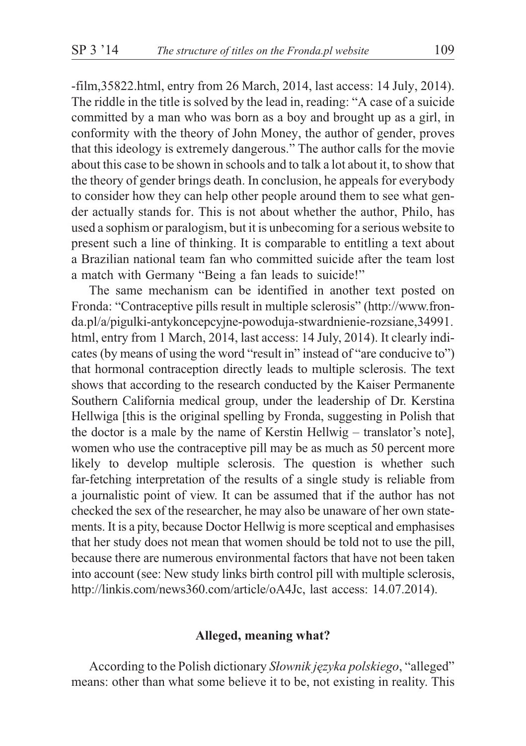-film,35822.html, entry from 26 March, 2014, last access: 14 July, 2014). The riddle in the title is solved by the lead in, reading: "A case of a suicide committed by a man who was born as a boy and brought up as a girl, in conformity with the theory of John Money, the author of gender, proves that this ideology is extremely dangerous." The author calls for the movie about this case to be shown in schools and to talk a lot about it, to show that the theory of gender brings death. In conclusion, he appeals for everybody to consider how they can help other people around them to see what gender actually stands for. This is not about whether the author, Philo, has used a sophism or paralogism, but it is unbecoming for a serious website to present such a line of thinking. It is comparable to entitling a text about a Brazilian national team fan who committed suicide after the team lost a match with Germany "Being a fan leads to suicide!"

The same mechanism can be identified in another text posted on Fronda: "Contraceptive pills result in multiple sclerosis" (http://www.fronda.pl/a/pigulki-antykoncepcyjne-powoduja-stwardnienie-rozsiane,34991.html, entry from 1 March, 2014, last access: 14 July, 2014). It clearly indicates (by means of using the word "result in" instead of "are conducive to") that hormonal contraception directly leads to multiple sclerosis. The text shows that according to the research conducted by the Kaiser Permanente Southern California medical group, under the leadership of Dr. Kerstina Hellwiga [this is the original spelling by Fronda, suggesting in Polish that the doctor is a male by the name of Kerstin Hellwig – translator's note], women who use the contraceptive pill may be as much as 50 percent more likely to develop multiple sclerosis. The question is whether such far-fetching interpretation of the results of a single study is reliable from a journalistic point of view. It can be assumed that if the author has not checked the sex of the researcher, he may also be unaware of her own statements. It is a pity, because Doctor Hellwig is more sceptical and emphasises that her study does not mean that women should be told not to use the pill, because there are numerous environmental factors that have not been taken into account (see: New study links birth control pill with multiple sclerosis, http://linkis.com/news360.com/article/oA4Jc, last access: 14.07.2014).

## Alleged, meaning what?

According to the Polish dictionary *Słownik języka polskiego*, "alleged" means: other than what some believe it to be, not existing in reality. This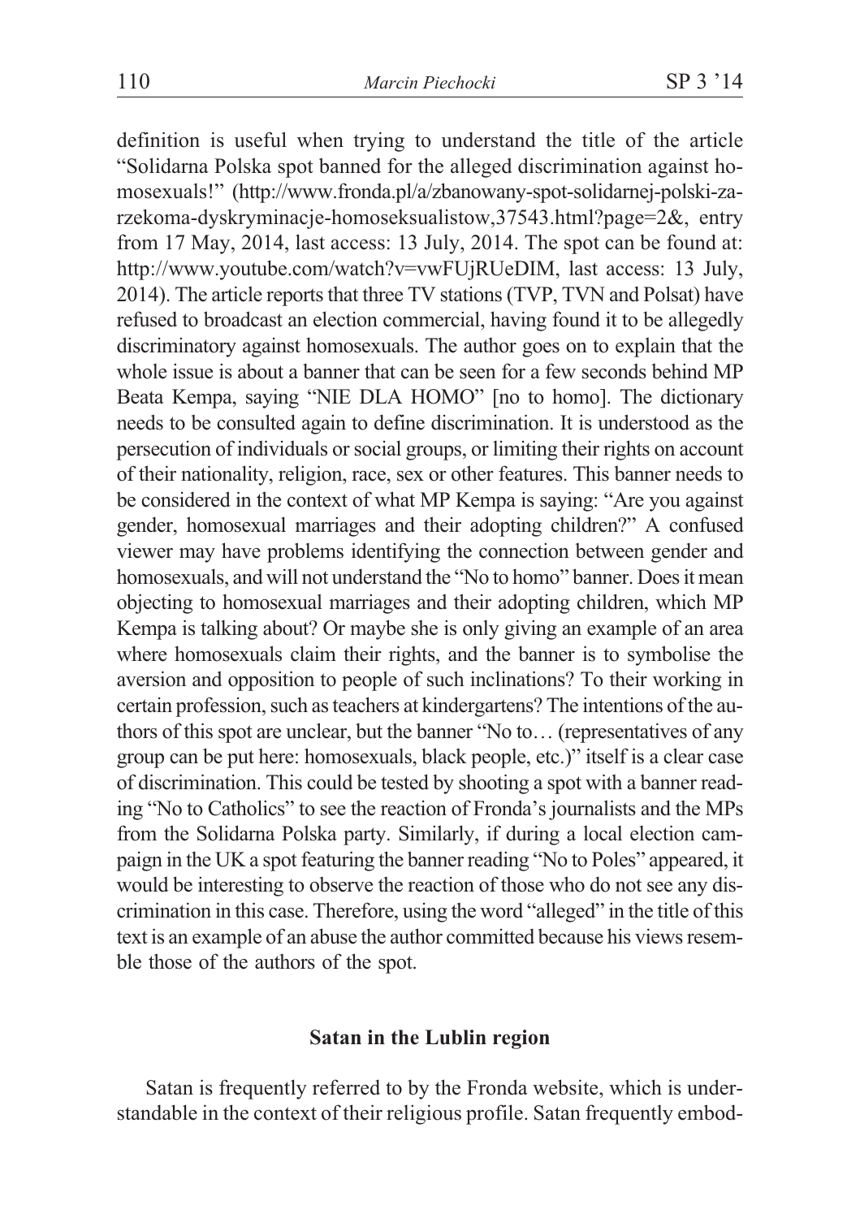definition is useful when trying to understand the title of the article "Solidarna Polska spot banned for the alleged discrimination against homosexuals!" (http://www.fronda.pl/a/zbanowany-spot-solidarnej-polski-zarzekoma-dyskryminacje-homoseksualistow,37543.html?page=2&, entry from 17 May, 2014, last access: 13 July, 2014. The spot can be found at: http://www.youtube.com/watch?v=vwFUjRUeDIM, last access: 13 July, 2014). The article reports that three TV stations (TVP, TVN and Polsat) have refused to broadcast an election commercial, having found it to be allegedly discriminatory against homosexuals. The author goes on to explain that the whole issue is about a banner that can be seen for a few seconds behind MP Beata Kempa, saying "NIE DLA HOMO" [no to homo]. The dictionary needs to be consulted again to define discrimination. It is understood as the persecution of individuals or social groups, or limiting their rights on account of their nationality, religion, race, sex or other features. This banner needs to be considered in the context of what MP Kempa is saying: "Are you against gender, homosexual marriages and their adopting children?" A confused viewer may have problems identifying the connection between gender and homosexuals, and will not understand the "No to homo" banner. Does it mean objecting to homosexual marriages and their adopting children, which MP Kempa is talking about? Or maybe she is only giving an example of an area where homosexuals claim their rights, and the banner is to symbolise the aversion and opposition to people of such inclinations? To their working in certain profession, such as teachers at kindergartens? The intentions of the authors of this spot are unclear, but the banner "No to… (representatives of any group can be put here: homosexuals, black people, etc.)" itself is a clear case of discrimination. This could be tested by shooting a spot with a banner reading "No to Catholics" to see the reaction of Fronda's journalists and the MPs from the Solidarna Polska party. Similarly, if during a local election campaign in the UK a spot featuring the banner reading "No to Poles" appeared, it would be interesting to observe the reaction of those who do not see any discrimination in this case. Therefore, using the word "alleged" in the title of this text is an example of an abuse the author committed because his views resemble those of the authors of the spot.

## Satan in the Lublin region

Satan is frequently referred to by the Fronda website, which is understandable in the context of their religious profile. Satan frequently embod-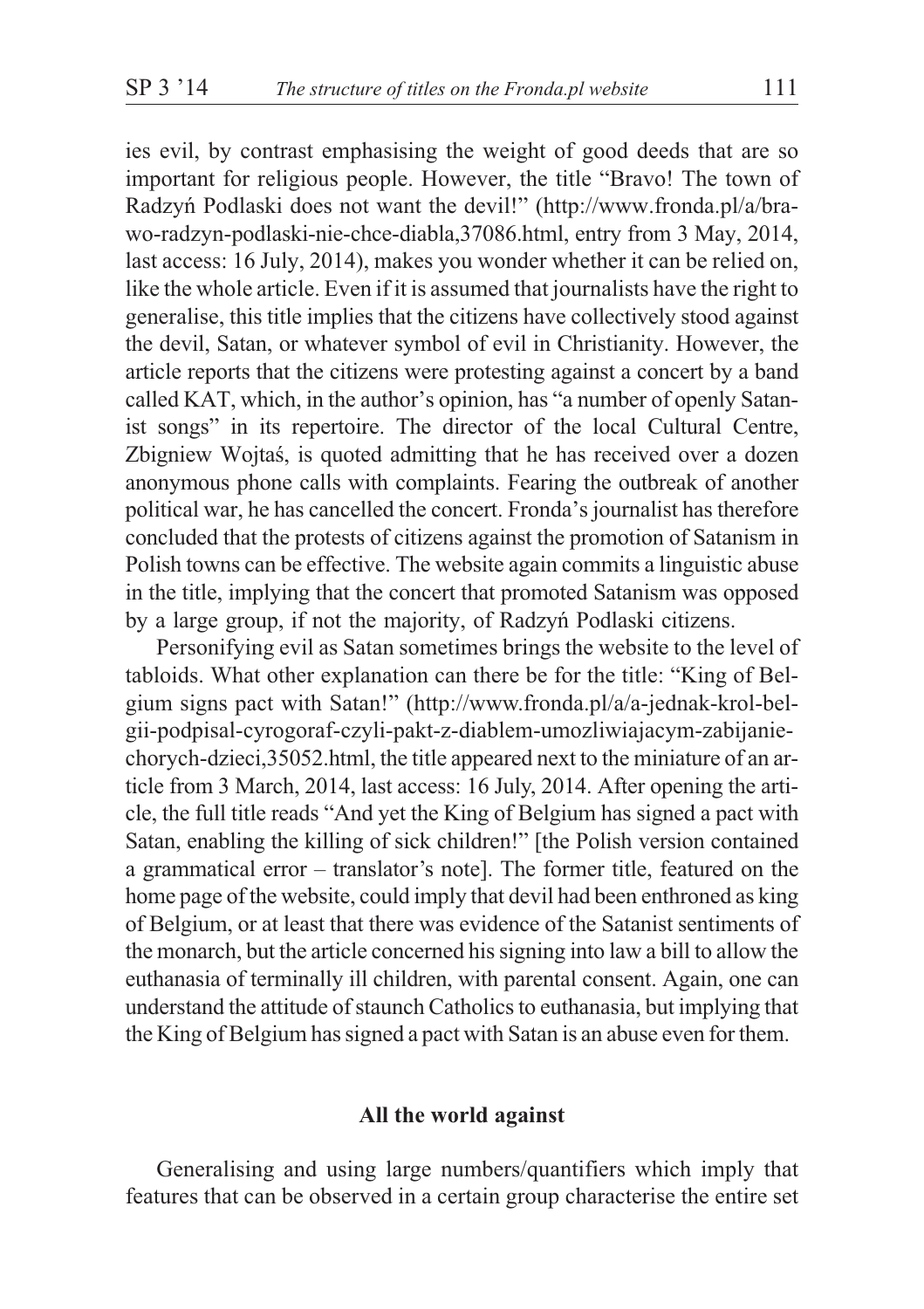ies evil, by contrast emphasising the weight of good deeds that are so important for religious people. However, the title "Bravo! The town of Radzyń Podlaski does not want the devil!" (http://www.fronda.pl/a/brawo-radzyn-podlaski-nie-chce-diabla,37086.html, entry from 3 May, 2014, last access: 16 July, 2014), makes you wonder whether it can be relied on, like the whole article. Even if it is assumed that journalists have the right to generalise, this title implies that the citizens have collectively stood against the devil, Satan, or whatever symbol of evil in Christianity. However, the article reports that the citizens were protesting against a concert by a band called KAT, which, in the author's opinion, has "a number of openly Satanist songs" in its repertoire. The director of the local Cultural Centre, Zbigniew Wojtaś, is quoted admitting that he has received over a dozen anonymous phone calls with complaints. Fearing the outbreak of another political war, he has cancelled the concert. Fronda's journalist has therefore concluded that the protests of citizens against the promotion of Satanism in Polish towns can be effective. The website again commits a linguistic abuse in the title, implying that the concert that promoted Satanism was opposed by a large group, if not the majority, of Radzyń Podlaski citizens.

Personifying evil as Satan sometimes brings the website to the level of tabloids. What other explanation can there be for the title: "King of Belgium signs pact with Satan!" (http://www.fronda.pl/a/a-jednak-krol-belgii-podpisal-cyrogoraf-czyli-pakt-z-diablem-umozliwiajacym-zabijanie-chorych-dzieci,35052.html, the title appeared next to the miniature of an article from 3 March, 2014, last access: 16 July, 2014. After opening the article, the full title reads "And yet the King of Belgium has signed a pact with Satan, enabling the killing of sick children!" [the Polish version contained a grammatical error – translator's note]. The former title, featured on the home page of the website, could imply that devil had been enthroned as king of Belgium, or at least that there was evidence of the Satanist sentiments of the monarch, but the article concerned his signing into law a bill to allow the euthanasia of terminally ill children, with parental consent. Again, one can understand the attitude of staunch Catholics to euthanasia, but implying that the King of Belgium has signed a pact with Satan is an abuse even for them.

## All the world against

Generalising and using large numbers/quantifiers which imply that features that can be observed in a certain group characterise the entire set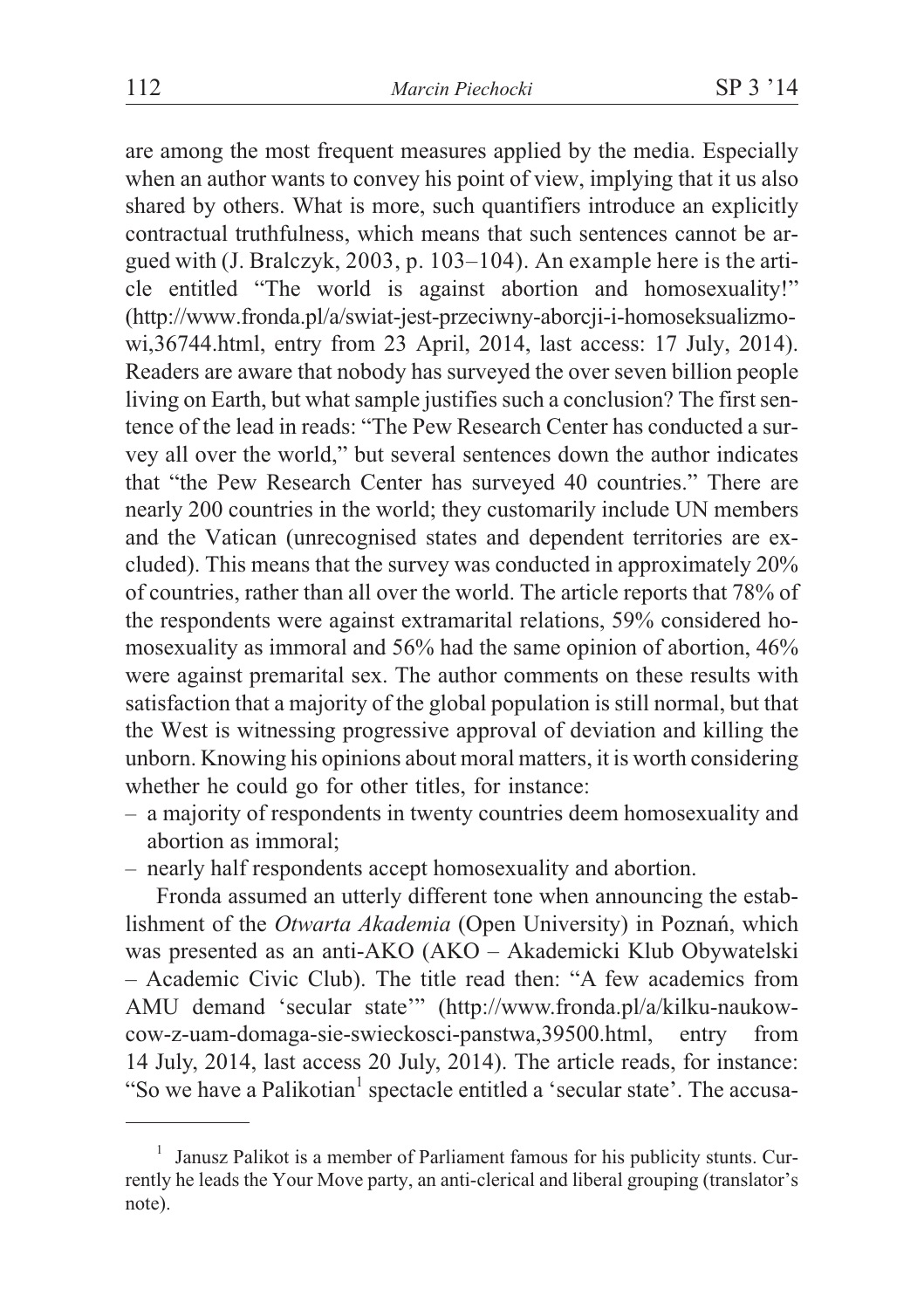are among the most frequent measures applied by the media. Especially when an author wants to convey his point of view, implying that it us also shared by others. What is more, such quantifiers introduce an explicitly contractual truthfulness, which means that such sentences cannot be argued with (J. Bralczyk, 2003, p. 103–104). An example here is the article entitled "The world is against abortion and homosexuality!" (http://www.fronda.pl/a/swiat-jest-przeciwny-aborcji-i-homoseksualizmowi,36744.html, entry from 23 April, 2014, last access: 17 July, 2014). Readers are aware that nobody has surveyed the over seven billion people living on Earth, but what sample justifies such a conclusion? The first sentence of the lead in reads: "The Pew Research Center has conducted a survey all over the world," but several sentences down the author indicates that "the Pew Research Center has surveyed 40 countries." There are nearly 200 countries in the world; they customarily include UN members and the Vatican (unrecognised states and dependent territories are excluded). This means that the survey was conducted in approximately 20% of countries, rather than all over the world. The article reports that 78% of the respondents were against extramarital relations, 59% considered homosexuality as immoral and 56% had the same opinion of abortion, 46% were against premarital sex. The author comments on these results with satisfaction that a majority of the global population is still normal, but that the West is witnessing progressive approval of deviation and killing the unborn. Knowing his opinions about moral matters, it is worth considering whether he could go for other titles, for instance:

- a majority of respondents in twenty countries deem homosexuality and abortion as immoral;
- nearly half respondents accept homosexuality and abortion.

Fronda assumed an utterly different tone when announcing the establishment of the *Otwarta Akademia* (Open University) in Poznań, which was presented as an anti-AKO (AKO – Akademicki Klub Obywatelski – Academic Civic Club). The title read then: "A few academics from AMU demand 'secular state'" (http://www.fronda.pl/a/kilku-naukowcow-z-uam-domaga-sie-swieckosci-panstwa,39500.html, entry from 14 July, 2014, last access 20 July, 2014). The article reads, for instance: "So we have a Palikotian[1] spectacle entitled a 'secular state'. The accusa-

---

[1] Janusz Palikot is a member of Parliament famous for his publicity stunts. Currently he leads the Your Move party, an anti-clerical and liberal grouping (translator's note).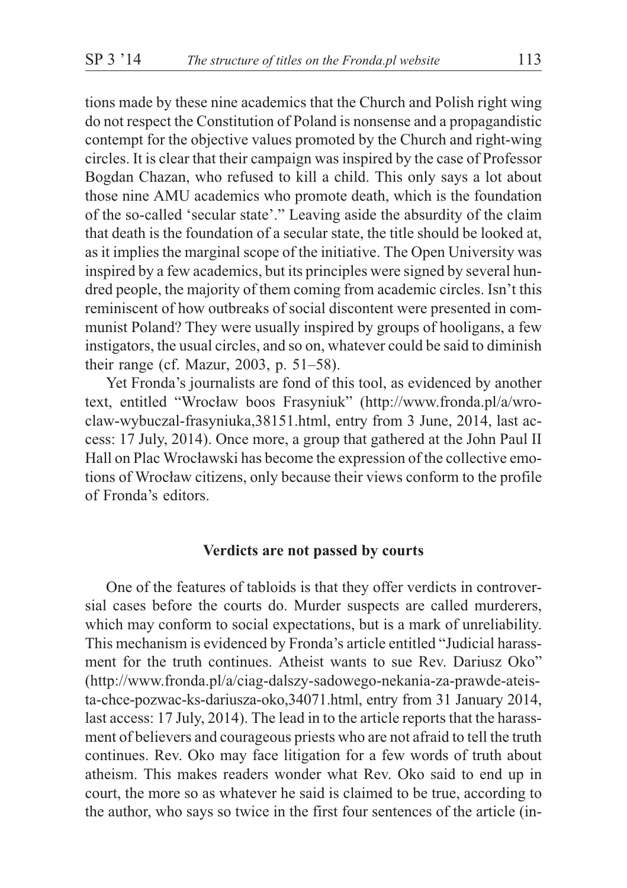tions made by these nine academics that the Church and Polish right wing do not respect the Constitution of Poland is nonsense and a propagandistic contempt for the objective values promoted by the Church and right-wing circles. It is clear that their campaign was inspired by the case of Professor Bogdan Chazan, who refused to kill a child. This only says a lot about those nine AMU academics who promote death, which is the foundation of the so-called 'secular state'." Leaving aside the absurdity of the claim that death is the foundation of a secular state, the title should be looked at, as it implies the marginal scope of the initiative. The Open University was inspired by a few academics, but its principles were signed by several hundred people, the majority of them coming from academic circles. Isn't this reminiscent of how outbreaks of social discontent were presented in communist Poland? They were usually inspired by groups of hooligans, a few instigators, the usual circles, and so on, whatever could be said to diminish their range (cf. Mazur, 2003, p. 51–58).

Yet Fronda's journalists are fond of this tool, as evidenced by another text, entitled "Wrocław boos Frasyniuk" (http://www.fronda.pl/a/wroclaw-wybuczal-frasyniuka,38151.html, entry from 3 June, 2014, last access: 17 July, 2014). Once more, a group that gathered at the John Paul II Hall on Plac Wrocławski has become the expression of the collective emotions of Wrocław citizens, only because their views conform to the profile of Fronda's editors.

### Verdicts are not passed by courts

One of the features of tabloids is that they offer verdicts in controversial cases before the courts do. Murder suspects are called murderers, which may conform to social expectations, but is a mark of unreliability. This mechanism is evidenced by Fronda's article entitled "Judicial harassment for the truth continues. Atheist wants to sue Rev. Dariusz Oko" (http://www.fronda.pl/a/ciag-dalszy-sadowego-nekania-za-prawde-ateista-chce-pozwac-ks-dariusza-oko,34071.html, entry from 31 January 2014, last access: 17 July, 2014). The lead in to the article reports that the harassment of believers and courageous priests who are not afraid to tell the truth continues. Rev. Oko may face litigation for a few words of truth about atheism. This makes readers wonder what Rev. Oko said to end up in court, the more so as whatever he said is claimed to be true, according to the author, who says so twice in the first four sentences of the article (in-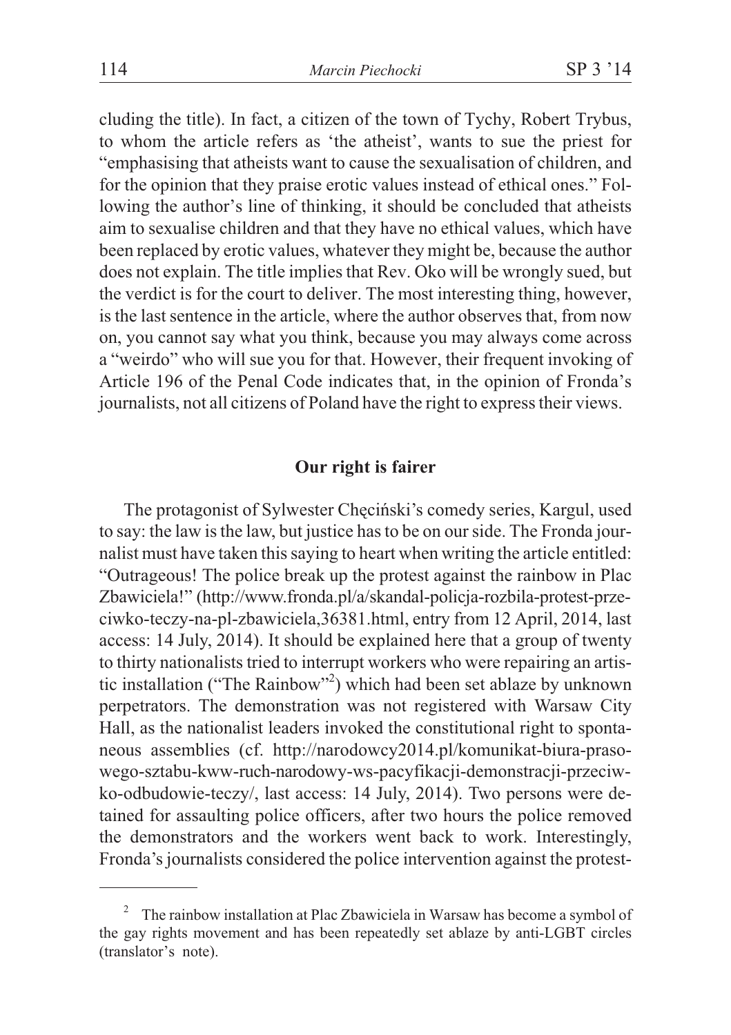cluding the title). In fact, a citizen of the town of Tychy, Robert Trybus, to whom the article refers as 'the atheist', wants to sue the priest for "emphasising that atheists want to cause the sexualisation of children, and for the opinion that they praise erotic values instead of ethical ones." Following the author's line of thinking, it should be concluded that atheists aim to sexualise children and that they have no ethical values, which have been replaced by erotic values, whatever they might be, because the author does not explain. The title implies that Rev. Oko will be wrongly sued, but the verdict is for the court to deliver. The most interesting thing, however, is the last sentence in the article, where the author observes that, from now on, you cannot say what you think, because you may always come across a "weirdo" who will sue you for that. However, their frequent invoking of Article 196 of the Penal Code indicates that, in the opinion of Fronda's journalists, not all citizens of Poland have the right to express their views.

### Our right is fairer

The protagonist of Sylwester Chęciński's comedy series, Kargul, used to say: the law is the law, but justice has to be on our side. The Fronda journalist must have taken this saying to heart when writing the article entitled: "Outrageous! The police break up the protest against the rainbow in Plac Zbawiciela!" (http://www.fronda.pl/a/skandal-policja-rozbila-protest-przeciwko-teczy-na-pl-zbawiciela,36381.html, entry from 12 April, 2014, last access: 14 July, 2014). It should be explained here that a group of twenty to thirty nationalists tried to interrupt workers who were repairing an artistic installation ("The Rainbow"[2]) which had been set ablaze by unknown perpetrators. The demonstration was not registered with Warsaw City Hall, as the nationalist leaders invoked the constitutional right to spontaneous assemblies (cf. http://narodowcy2014.pl/komunikat-biura-prasowego-sztabu-kww-ruch-narodowy-ws-pacyfikacji-demonstracji-przeciwko-odbudowie-teczy/, last access: 14 July, 2014). Two persons were detained for assaulting police officers, after two hours the police removed the demonstrators and the workers went back to work. Interestingly, Fronda's journalists considered the police intervention against the protest-

---

[2] The rainbow installation at Plac Zbawiciela in Warsaw has become a symbol of the gay rights movement and has been repeatedly set ablaze by anti-LGBT circles (translator's note).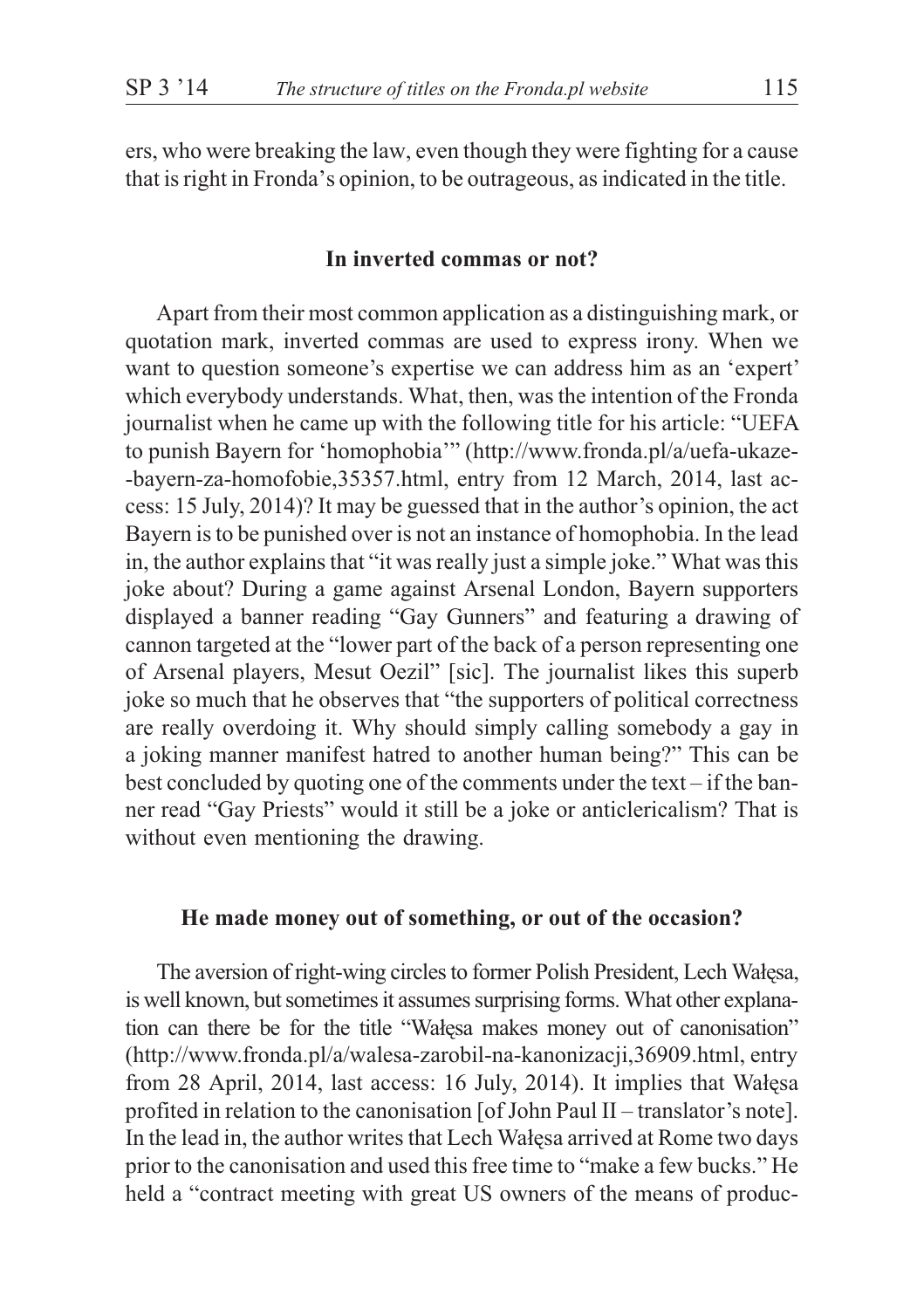ers, who were breaking the law, even though they were fighting for a cause that is right in Fronda's opinion, to be outrageous, as indicated in the title.

### In inverted commas or not?

Apart from their most common application as a distinguishing mark, or quotation mark, inverted commas are used to express irony. When we want to question someone's expertise we can address him as an 'expert' which everybody understands. What, then, was the intention of the Fronda journalist when he came up with the following title for his article: "UEFA to punish Bayern for 'homophobia'" (http://www.fronda.pl/a/uefa-ukaze--bayern-za-homofobie,35357.html, entry from 12 March, 2014, last access: 15 July, 2014)? It may be guessed that in the author's opinion, the act Bayern is to be punished over is not an instance of homophobia. In the lead in, the author explains that "it was really just a simple joke." What was this joke about? During a game against Arsenal London, Bayern supporters displayed a banner reading "Gay Gunners" and featuring a drawing of cannon targeted at the "lower part of the back of a person representing one of Arsenal players, Mesut Oezil" [sic]. The journalist likes this superb joke so much that he observes that "the supporters of political correctness are really overdoing it. Why should simply calling somebody a gay in a joking manner manifest hatred to another human being?" This can be best concluded by quoting one of the comments under the text – if the banner read "Gay Priests" would it still be a joke or anticlericalism? That is without even mentioning the drawing.

### He made money out of something, or out of the occasion?

The aversion of right-wing circles to former Polish President, Lech Wałęsa, is well known, but sometimes it assumes surprising forms. What other explanation can there be for the title "Wałęsa makes money out of canonisation" (http://www.fronda.pl/a/walesa-zarobil-na-kanonizacji,36909.html, entry from 28 April, 2014, last access: 16 July, 2014). It implies that Wałęsa profited in relation to the canonisation [of John Paul II – translator's note]. In the lead in, the author writes that Lech Wałęsa arrived at Rome two days prior to the canonisation and used this free time to "make a few bucks." He held a "contract meeting with great US owners of the means of produc-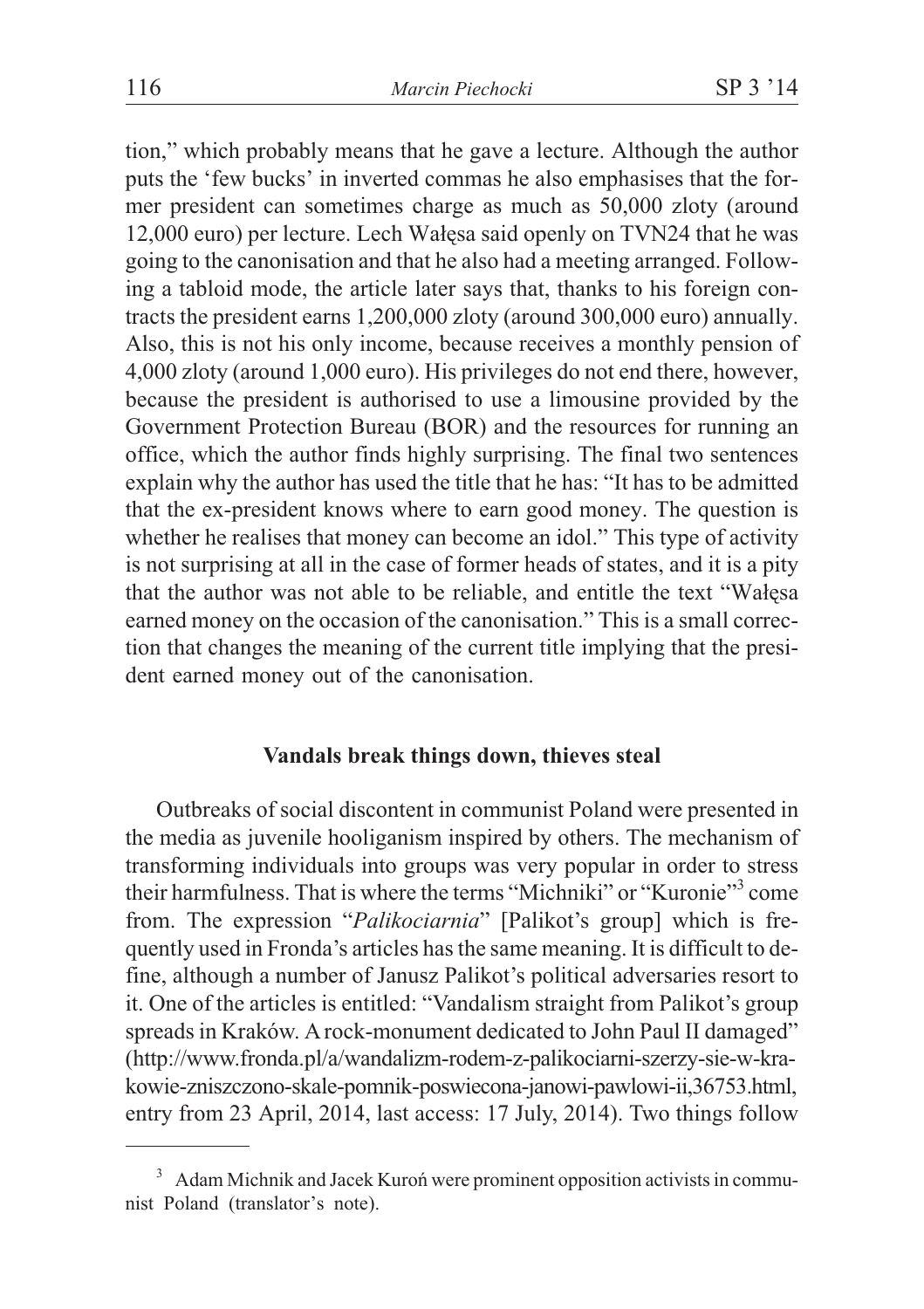tion," which probably means that he gave a lecture. Although the author puts the 'few bucks' in inverted commas he also emphasises that the former president can sometimes charge as much as 50,000 zloty (around 12,000 euro) per lecture. Lech Wałęsa said openly on TVN24 that he was going to the canonisation and that he also had a meeting arranged. Following a tabloid mode, the article later says that, thanks to his foreign contracts the president earns 1,200,000 zloty (around 300,000 euro) annually. Also, this is not his only income, because receives a monthly pension of 4,000 zloty (around 1,000 euro). His privileges do not end there, however, because the president is authorised to use a limousine provided by the Government Protection Bureau (BOR) and the resources for running an office, which the author finds highly surprising. The final two sentences explain why the author has used the title that he has: "It has to be admitted that the ex-president knows where to earn good money. The question is whether he realises that money can become an idol." This type of activity is not surprising at all in the case of former heads of states, and it is a pity that the author was not able to be reliable, and entitle the text "Wałęsa earned money on the occasion of the canonisation." This is a small correction that changes the meaning of the current title implying that the president earned money out of the canonisation.

### Vandals break things down, thieves steal

Outbreaks of social discontent in communist Poland were presented in the media as juvenile hooliganism inspired by others. The mechanism of transforming individuals into groups was very popular in order to stress their harmfulness. That is where the terms "Michniki" or "Kuronie"[3] come from. The expression "*Palikociarnia*" [Palikot's group] which is frequently used in Fronda's articles has the same meaning. It is difficult to define, although a number of Janusz Palikot's political adversaries resort to it. One of the articles is entitled: "Vandalism straight from Palikot's group spreads in Kraków. A rock-monument dedicated to John Paul II damaged" (http://www.fronda.pl/a/wandalizm-rodem-z-palikociarni-szerzy-sie-w-krakowie-zniszczono-skale-pomnik-poswiecona-janowi-pawlowi-ii,36753.html, entry from 23 April, 2014, last access: 17 July, 2014). Two things follow

[3] Adam Michnik and Jacek Kuroń were prominent opposition activists in communist Poland (translator's note).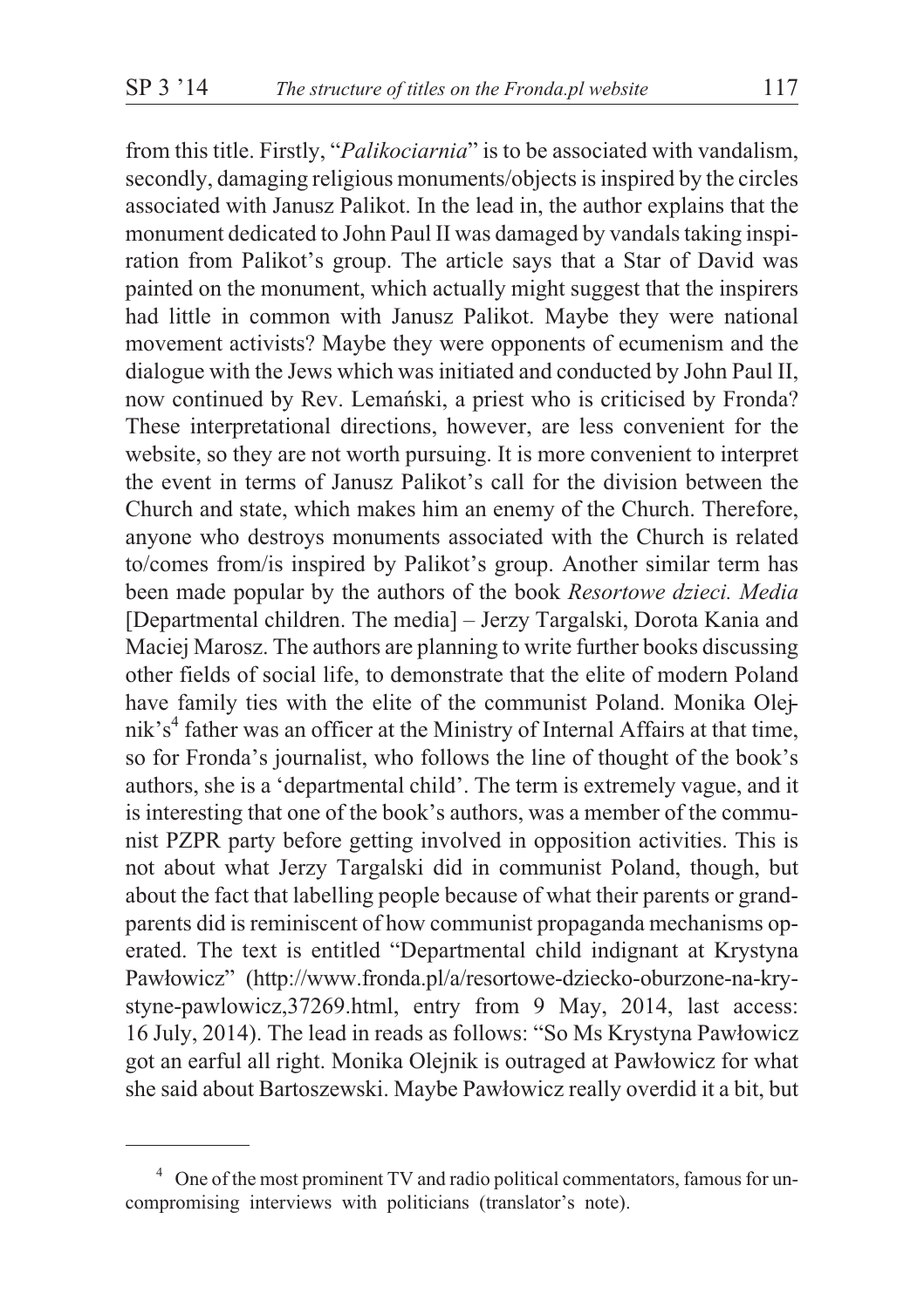from this title. Firstly, "*Palikociarnia*" is to be associated with vandalism, secondly, damaging religious monuments/objects is inspired by the circles associated with Janusz Palikot. In the lead in, the author explains that the monument dedicated to John Paul II was damaged by vandals taking inspiration from Palikot's group. The article says that a Star of David was painted on the monument, which actually might suggest that the inspirers had little in common with Janusz Palikot. Maybe they were national movement activists? Maybe they were opponents of ecumenism and the dialogue with the Jews which was initiated and conducted by John Paul II, now continued by Rev. Lemański, a priest who is criticised by Fronda? These interpretational directions, however, are less convenient for the website, so they are not worth pursuing. It is more convenient to interpret the event in terms of Janusz Palikot's call for the division between the Church and state, which makes him an enemy of the Church. Therefore, anyone who destroys monuments associated with the Church is related to/comes from/is inspired by Palikot's group. Another similar term has been made popular by the authors of the book *Resortowe dzieci. Media* [Departmental children. The media] – Jerzy Targalski, Dorota Kania and Maciej Marosz. The authors are planning to write further books discussing other fields of social life, to demonstrate that the elite of modern Poland have family ties with the elite of the communist Poland. Monika Olejnik's[4] father was an officer at the Ministry of Internal Affairs at that time, so for Fronda's journalist, who follows the line of thought of the book's authors, she is a 'departmental child'. The term is extremely vague, and it is interesting that one of the book's authors, was a member of the communist PZPR party before getting involved in opposition activities. This is not about what Jerzy Targalski did in communist Poland, though, but about the fact that labelling people because of what their parents or grandparents did is reminiscent of how communist propaganda mechanisms operated. The text is entitled "Departmental child indignant at Krystyna Pawłowicz" (http://www.fronda.pl/a/resortowe-dziecko-oburzone-na-krystyne-pawlowicz,37269.html, entry from 9 May, 2014, last access: 16 July, 2014). The lead in reads as follows: "So Ms Krystyna Pawłowicz got an earful all right. Monika Olejnik is outraged at Pawłowicz for what she said about Bartoszewski. Maybe Pawłowicz really overdid it a bit, but

---

[4] One of the most prominent TV and radio political commentators, famous for uncompromising interviews with politicians (translator's note).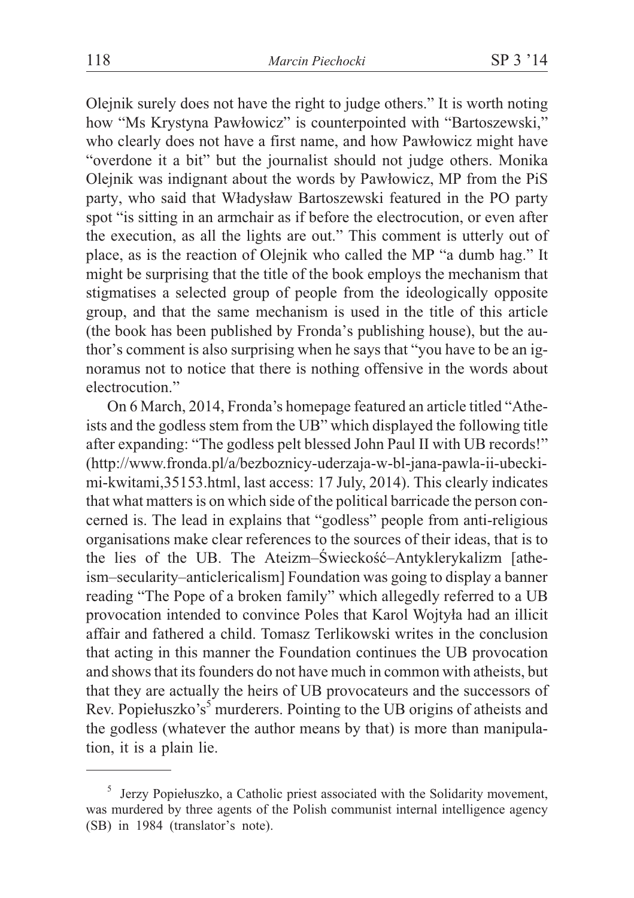Olejnik surely does not have the right to judge others." It is worth noting how "Ms Krystyna Pawłowicz" is counterpointed with "Bartoszewski," who clearly does not have a first name, and how Pawłowicz might have "overdone it a bit" but the journalist should not judge others. Monika Olejnik was indignant about the words by Pawłowicz, MP from the PiS party, who said that Władysław Bartoszewski featured in the PO party spot "is sitting in an armchair as if before the electrocution, or even after the execution, as all the lights are out." This comment is utterly out of place, as is the reaction of Olejnik who called the MP "a dumb hag." It might be surprising that the title of the book employs the mechanism that stigmatises a selected group of people from the ideologically opposite group, and that the same mechanism is used in the title of this article (the book has been published by Fronda's publishing house), but the author's comment is also surprising when he says that "you have to be an ignoramus not to notice that there is nothing offensive in the words about electrocution."

On 6 March, 2014, Fronda's homepage featured an article titled "Atheists and the godless stem from the UB" which displayed the following title after expanding: "The godless pelt blessed John Paul II with UB records!" (http://www.fronda.pl/a/bezboznicy-uderzaja-w-bl-jana-pawla-ii-ubeckimi-kwitami,35153.html, last access: 17 July, 2014). This clearly indicates that what matters is on which side of the political barricade the person concerned is. The lead in explains that "godless" people from anti-religious organisations make clear references to the sources of their ideas, that is to the lies of the UB. The Ateizm–Świeckość–Antyklerykalizm [atheism–secularity–anticlericalism] Foundation was going to display a banner reading "The Pope of a broken family" which allegedly referred to a UB provocation intended to convince Poles that Karol Wojtyła had an illicit affair and fathered a child. Tomasz Terlikowski writes in the conclusion that acting in this manner the Foundation continues the UB provocation and shows that its founders do not have much in common with atheists, but that they are actually the heirs of UB provocateurs and the successors of Rev. Popiełuszko's[5] murderers. Pointing to the UB origins of atheists and the godless (whatever the author means by that) is more than manipulation, it is a plain lie.

---

[5] Jerzy Popiełuszko, a Catholic priest associated with the Solidarity movement, was murdered by three agents of the Polish communist internal intelligence agency (SB) in 1984 (translator's note).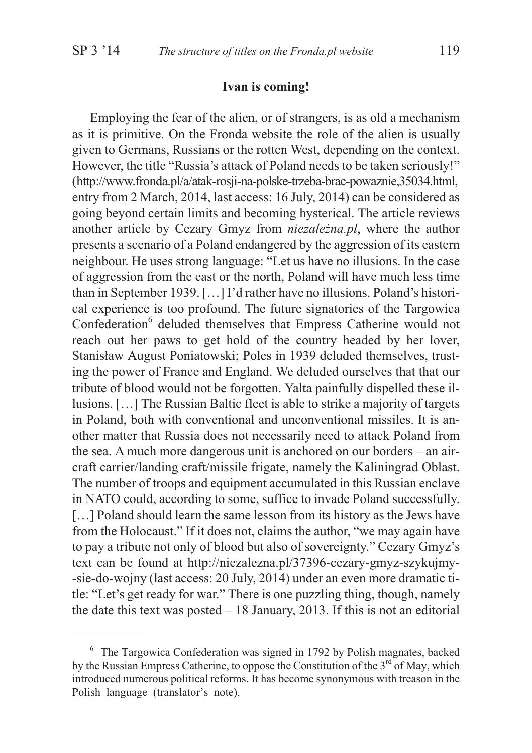### Ivan is coming!

Employing the fear of the alien, or of strangers, is as old a mechanism as it is primitive. On the Fronda website the role of the alien is usually given to Germans, Russians or the rotten West, depending on the context. However, the title "Russia's attack of Poland needs to be taken seriously!" (http://www.fronda.pl/a/atak-rosji-na-polske-trzeba-brac-powaznie,35034.html, entry from 2 March, 2014, last access: 16 July, 2014) can be considered as going beyond certain limits and becoming hysterical. The article reviews another article by Cezary Gmyz from *niezależna.pl*, where the author presents a scenario of a Poland endangered by the aggression of its eastern neighbour. He uses strong language: "Let us have no illusions. In the case of aggression from the east or the north, Poland will have much less time than in September 1939. […] I'd rather have no illusions. Poland's historical experience is too profound. The future signatories of the Targowica Confederation[6] deluded themselves that Empress Catherine would not reach out her paws to get hold of the country headed by her lover, Stanisław August Poniatowski; Poles in 1939 deluded themselves, trusting the power of France and England. We deluded ourselves that that our tribute of blood would not be forgotten. Yalta painfully dispelled these illusions. […] The Russian Baltic fleet is able to strike a majority of targets in Poland, both with conventional and unconventional missiles. It is another matter that Russia does not necessarily need to attack Poland from the sea. A much more dangerous unit is anchored on our borders – an aircraft carrier/landing craft/missile frigate, namely the Kaliningrad Oblast. The number of troops and equipment accumulated in this Russian enclave in NATO could, according to some, suffice to invade Poland successfully. […] Poland should learn the same lesson from its history as the Jews have from the Holocaust." If it does not, claims the author, "we may again have to pay a tribute not only of blood but also of sovereignty." Cezary Gmyz's text can be found at http://niezalezna.pl/37396-cezary-gmyz-szykujmy--sie-do-wojny (last access: 20 July, 2014) under an even more dramatic title: "Let's get ready for war." There is one puzzling thing, though, namely the date this text was posted – 18 January, 2013. If this is not an editorial

---

[6] The Targowica Confederation was signed in 1792 by Polish magnates, backed by the Russian Empress Catherine, to oppose the Constitution of the 3rd of May, which introduced numerous political reforms. It has become synonymous with treason in the Polish language (translator's note).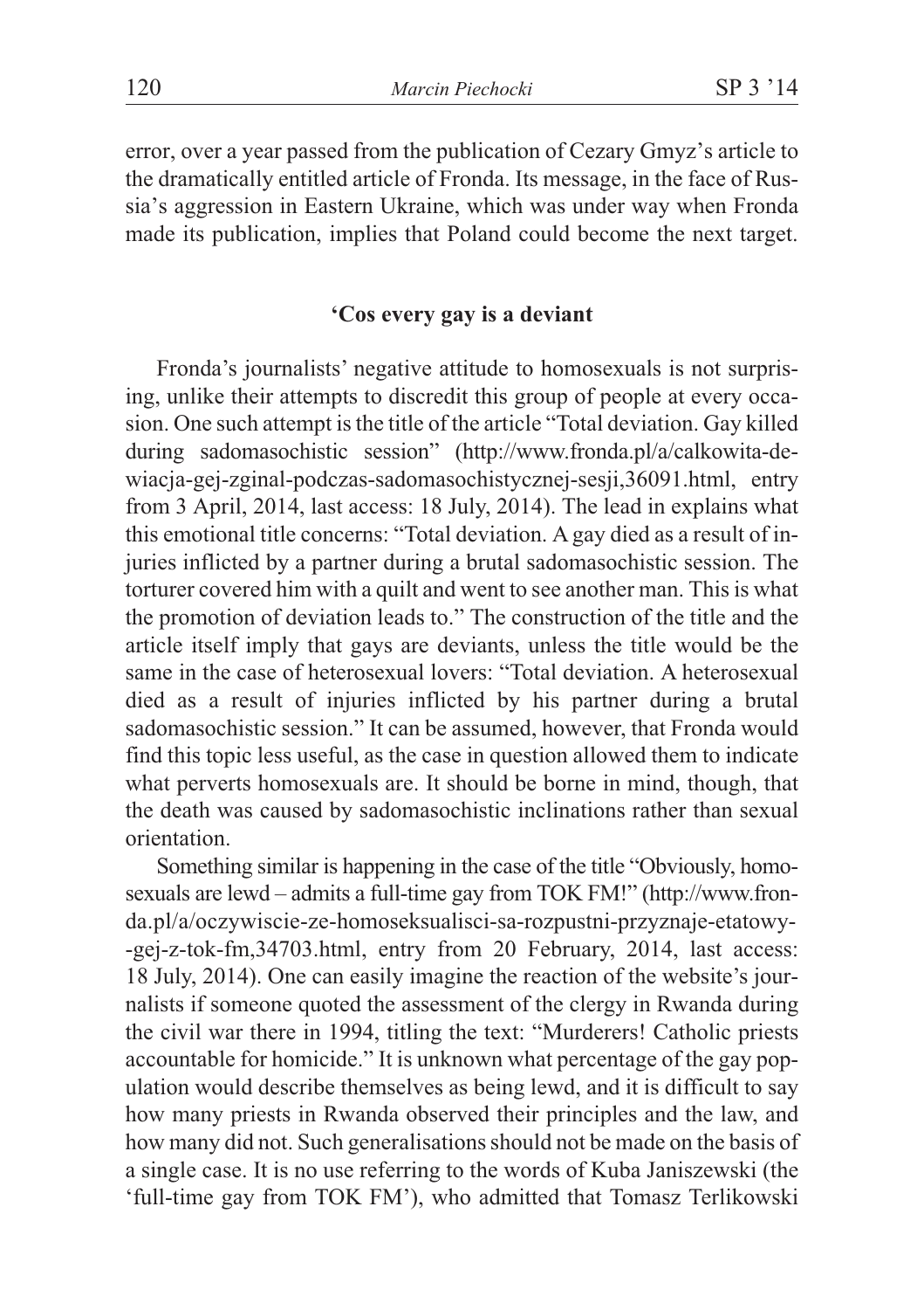error, over a year passed from the publication of Cezary Gmyz's article to the dramatically entitled article of Fronda. Its message, in the face of Russia's aggression in Eastern Ukraine, which was under way when Fronda made its publication, implies that Poland could become the next target.

### 'Cos every gay is a deviant

Fronda's journalists' negative attitude to homosexuals is not surprising, unlike their attempts to discredit this group of people at every occasion. One such attempt is the title of the article "Total deviation. Gay killed during sadomasochistic session" (http://www.fronda.pl/a/calkowita-dewiacja-gej-zginal-podczas-sadomasochistycznej-sesji,36091.html, entry from 3 April, 2014, last access: 18 July, 2014). The lead in explains what this emotional title concerns: "Total deviation. A gay died as a result of injuries inflicted by a partner during a brutal sadomasochistic session. The torturer covered him with a quilt and went to see another man. This is what the promotion of deviation leads to." The construction of the title and the article itself imply that gays are deviants, unless the title would be the same in the case of heterosexual lovers: "Total deviation. A heterosexual died as a result of injuries inflicted by his partner during a brutal sadomasochistic session." It can be assumed, however, that Fronda would find this topic less useful, as the case in question allowed them to indicate what perverts homosexuals are. It should be borne in mind, though, that the death was caused by sadomasochistic inclinations rather than sexual orientation.

Something similar is happening in the case of the title "Obviously, homosexuals are lewd – admits a full-time gay from TOK FM!" (http://www.fronda.pl/a/oczywiscie-ze-homoseksualisci-sa-rozpustni-przyznaje-etatowy--gej-z-tok-fm,34703.html, entry from 20 February, 2014, last access: 18 July, 2014). One can easily imagine the reaction of the website's journalists if someone quoted the assessment of the clergy in Rwanda during the civil war there in 1994, titling the text: "Murderers! Catholic priests accountable for homicide." It is unknown what percentage of the gay population would describe themselves as being lewd, and it is difficult to say how many priests in Rwanda observed their principles and the law, and how many did not. Such generalisations should not be made on the basis of a single case. It is no use referring to the words of Kuba Janiszewski (the 'full-time gay from TOK FM'), who admitted that Tomasz Terlikowski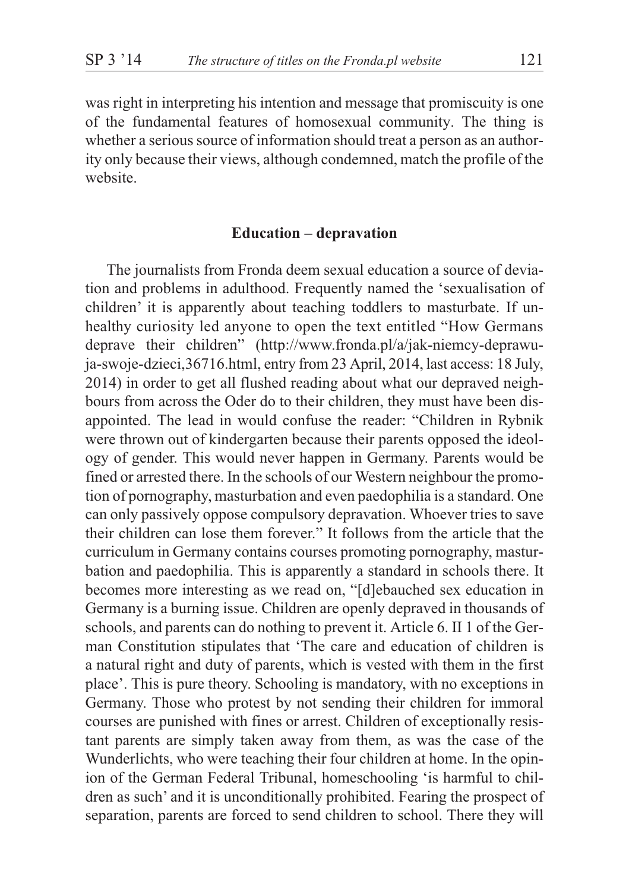was right in interpreting his intention and message that promiscuity is one of the fundamental features of homosexual community. The thing is whether a serious source of information should treat a person as an authority only because their views, although condemned, match the profile of the website.

## Education – depravation

The journalists from Fronda deem sexual education a source of deviation and problems in adulthood. Frequently named the 'sexualisation of children' it is apparently about teaching toddlers to masturbate. If unhealthy curiosity led anyone to open the text entitled "How Germans deprave their children" (http://www.fronda.pl/a/jak-niemcy-deprawuja-swoje-dzieci,36716.html, entry from 23 April, 2014, last access: 18 July, 2014) in order to get all flushed reading about what our depraved neighbours from across the Oder do to their children, they must have been disappointed. The lead in would confuse the reader: "Children in Rybnik were thrown out of kindergarten because their parents opposed the ideology of gender. This would never happen in Germany. Parents would be fined or arrested there. In the schools of our Western neighbour the promotion of pornography, masturbation and even paedophilia is a standard. One can only passively oppose compulsory depravation. Whoever tries to save their children can lose them forever." It follows from the article that the curriculum in Germany contains courses promoting pornography, masturbation and paedophilia. This is apparently a standard in schools there. It becomes more interesting as we read on, "[d]ebauched sex education in Germany is a burning issue. Children are openly depraved in thousands of schools, and parents can do nothing to prevent it. Article 6. II 1 of the German Constitution stipulates that 'The care and education of children is a natural right and duty of parents, which is vested with them in the first place'. This is pure theory. Schooling is mandatory, with no exceptions in Germany. Those who protest by not sending their children for immoral courses are punished with fines or arrest. Children of exceptionally resistant parents are simply taken away from them, as was the case of the Wunderlichts, who were teaching their four children at home. In the opinion of the German Federal Tribunal, homeschooling 'is harmful to children as such' and it is unconditionally prohibited. Fearing the prospect of separation, parents are forced to send children to school. There they will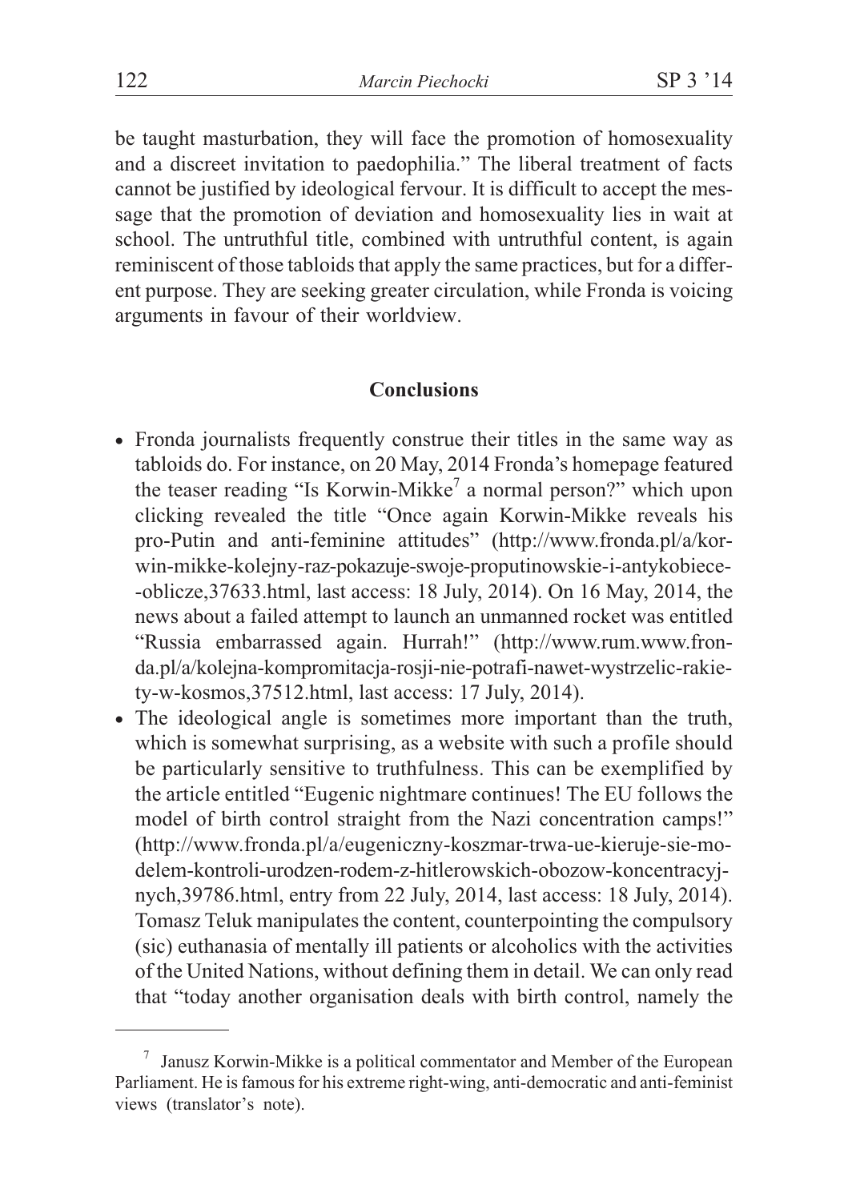be taught masturbation, they will face the promotion of homosexuality and a discreet invitation to paedophilia." The liberal treatment of facts cannot be justified by ideological fervour. It is difficult to accept the message that the promotion of deviation and homosexuality lies in wait at school. The untruthful title, combined with untruthful content, is again reminiscent of those tabloids that apply the same practices, but for a different purpose. They are seeking greater circulation, while Fronda is voicing arguments in favour of their worldview.

## Conclusions

- Fronda journalists frequently construe their titles in the same way as tabloids do. For instance, on 20 May, 2014 Fronda's homepage featured the teaser reading "Is Korwin-Mikke[7] a normal person?" which upon clicking revealed the title "Once again Korwin-Mikke reveals his pro-Putin and anti-feminine attitudes" (http://www.fronda.pl/a/korwin-mikke-kolejny-raz-pokazuje-swoje-proputinowskie-i-antykobiece--oblicze,37633.html, last access: 18 July, 2014). On 16 May, 2014, the news about a failed attempt to launch an unmanned rocket was entitled "Russia embarrassed again. Hurrah!" (http://www.rum.www.fronda.pl/a/kolejna-kompromitacja-rosji-nie-potrafi-nawet-wystrzelic-rakiety-w-kosmos,37512.html, last access: 17 July, 2014).
- The ideological angle is sometimes more important than the truth, which is somewhat surprising, as a website with such a profile should be particularly sensitive to truthfulness. This can be exemplified by the article entitled "Eugenic nightmare continues! The EU follows the model of birth control straight from the Nazi concentration camps!" (http://www.fronda.pl/a/eugeniczny-koszmar-trwa-ue-kieruje-sie-modelem-kontroli-urodzen-rodem-z-hitlerowskich-obozow-koncentracyjnych,39786.html, entry from 22 July, 2014, last access: 18 July, 2014). Tomasz Teluk manipulates the content, counterpointing the compulsory (sic) euthanasia of mentally ill patients or alcoholics with the activities of the United Nations, without defining them in detail. We can only read that "today another organisation deals with birth control, namely the

[7] Janusz Korwin-Mikke is a political commentator and Member of the European Parliament. He is famous for his extreme right-wing, anti-democratic and anti-feminist views (translator's note).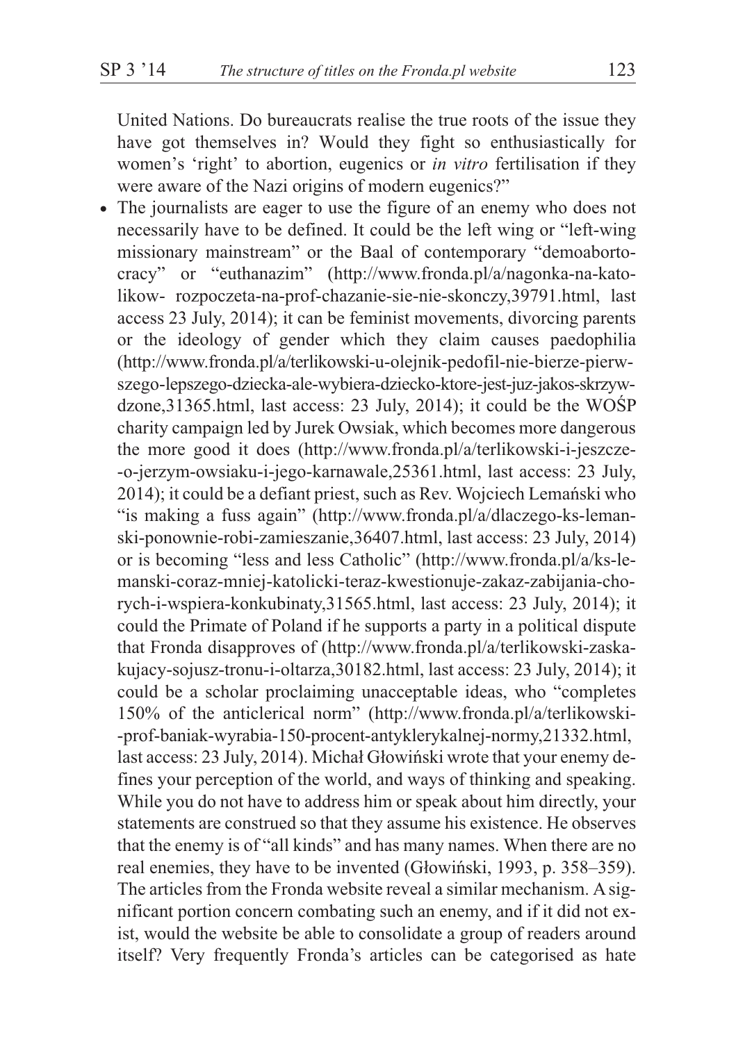United Nations. Do bureaucrats realise the true roots of the issue they have got themselves in? Would they fight so enthusiastically for women's 'right' to abortion, eugenics or *in vitro* fertilisation if they were aware of the Nazi origins of modern eugenics?"

- The journalists are eager to use the figure of an enemy who does not necessarily have to be defined. It could be the left wing or "left-wing missionary mainstream" or the Baal of contemporary "demoabortocracy" or "euthanazim" (http://www.fronda.pl/a/nagonka-na-katolikow- rozpoczeta-na-prof-chazanie-sie-nie-skonczy,39791.html, last access 23 July, 2014); it can be feminist movements, divorcing parents or the ideology of gender which they claim causes paedophilia (http://www.fronda.pl/a/terlikowski-u-olejnik-pedofil-nie-bierze-pierwszego-lepszego-dziecka-ale-wybiera-dziecko-ktore-jest-juz-jakos-skrzywdzone,31365.html, last access: 23 July, 2014); it could be the WOŚP charity campaign led by Jurek Owsiak, which becomes more dangerous the more good it does (http://www.fronda.pl/a/terlikowski-i-jeszcze--o-jerzym-owsiaku-i-jego-karnawale,25361.html, last access: 23 July, 2014); it could be a defiant priest, such as Rev. Wojciech Lemański who "is making a fuss again" (http://www.fronda.pl/a/dlaczego-ks-lemanski-ponownie-robi-zamieszanie,36407.html, last access: 23 July, 2014) or is becoming "less and less Catholic" (http://www.fronda.pl/a/ks-lemanski-coraz-mniej-katolicki-teraz-kwestionuje-zakaz-zabijania-chorych-i-wspiera-konkubinaty,31565.html, last access: 23 July, 2014); it could the Primate of Poland if he supports a party in a political dispute that Fronda disapproves of (http://www.fronda.pl/a/terlikowski-zaskakujacy-sojusz-tronu-i-oltarza,30182.html, last access: 23 July, 2014); it could be a scholar proclaiming unacceptable ideas, who "completes 150% of the anticlerical norm" (http://www.fronda.pl/a/terlikowski--prof-baniak-wyrabia-150-procent-antyklerykalnej-normy,21332.html, last access: 23 July, 2014). Michał Głowiński wrote that your enemy defines your perception of the world, and ways of thinking and speaking. While you do not have to address him or speak about him directly, your statements are construed so that they assume his existence. He observes that the enemy is of "all kinds" and has many names. When there are no real enemies, they have to be invented (Głowiński, 1993, p. 358–359). The articles from the Fronda website reveal a similar mechanism. A significant portion concern combating such an enemy, and if it did not exist, would the website be able to consolidate a group of readers around itself? Very frequently Fronda's articles can be categorised as hate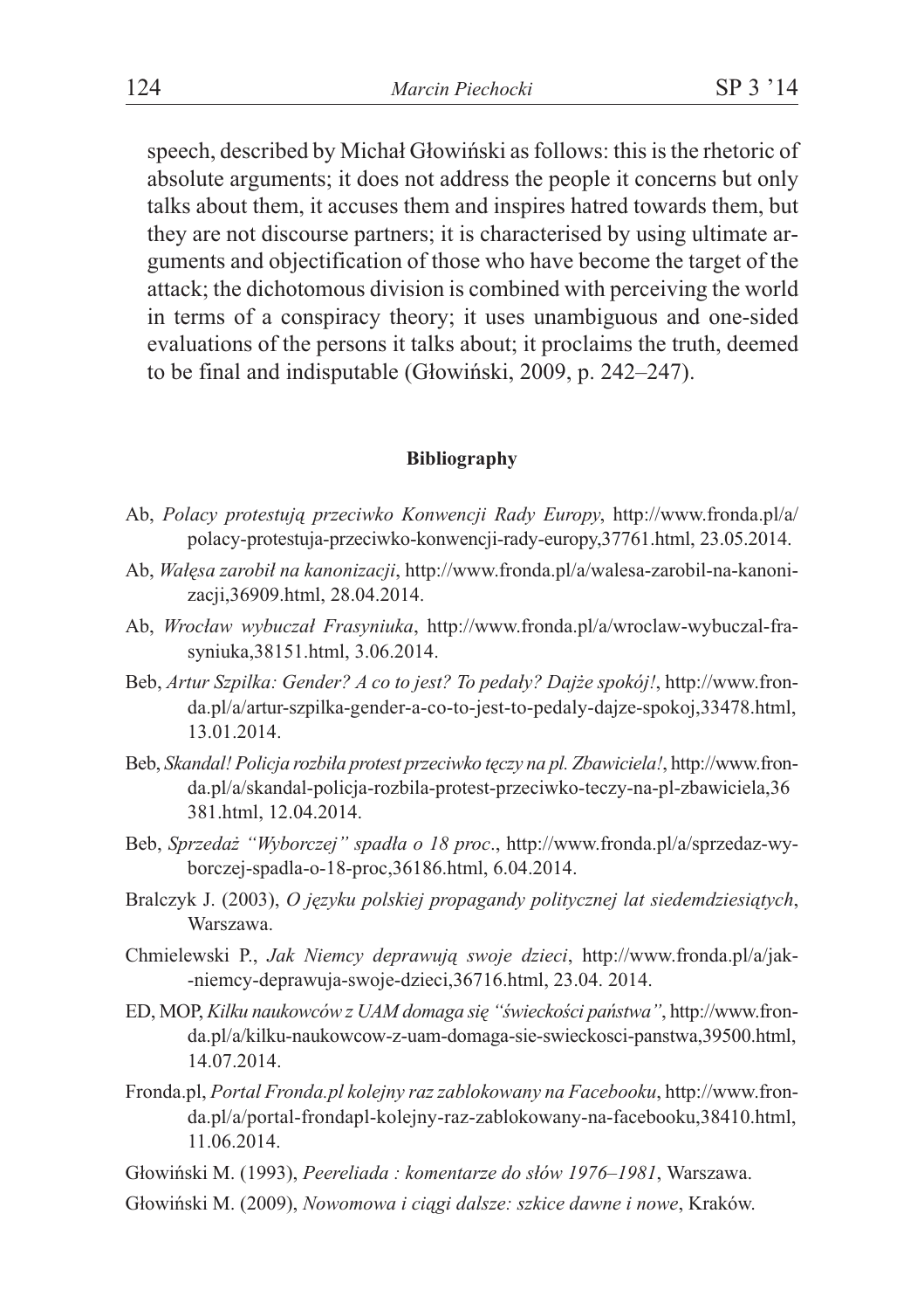speech, described by Michał Głowiński as follows: this is the rhetoric of absolute arguments; it does not address the people it concerns but only talks about them, it accuses them and inspires hatred towards them, but they are not discourse partners; it is characterised by using ultimate arguments and objectification of those who have become the target of the attack; the dichotomous division is combined with perceiving the world in terms of a conspiracy theory; it uses unambiguous and one-sided evaluations of the persons it talks about; it proclaims the truth, deemed to be final and indisputable (Głowiński, 2009, p. 242–247).

## Bibliography

Ab, *Polacy protestują przeciwko Konwencji Rady Europy*, http://www.fronda.pl/a/polacy-protestuja-przeciwko-konwencji-rady-europy,37761.html, 23.05.2014.

Ab, *Wałęsa zarobił na kanonizacji*, http://www.fronda.pl/a/walesa-zarobil-na-kanonizacji,36909.html, 28.04.2014.

Ab, *Wrocław wybuczał Frasyniuka*, http://www.fronda.pl/a/wroclaw-wybuczal-frasyniuka,38151.html, 3.06.2014.

Beb, *Artur Szpilka: Gender? A co to jest? To pedały? Dajże spokój!*, http://www.fronda.pl/a/artur-szpilka-gender-a-co-to-jest-to-pedaly-dajze-spokoj,33478.html, 13.01.2014.

Beb, *Skandal! Policja rozbiła protest przeciwko tęczy na pl. Zbawiciela!*, http://www.fronda.pl/a/skandal-policja-rozbila-protest-przeciwko-teczy-na-pl-zbawiciela,36381.html, 12.04.2014.

Beb, *Sprzedaż "Wyborczej" spadła o 18 proc*., http://www.fronda.pl/a/sprzedaz-wyborczej-spadla-o-18-proc,36186.html, 6.04.2014.

Bralczyk J. (2003), *O języku polskiej propagandy politycznej lat siedemdziesiątych*, Warszawa.

Chmielewski P., *Jak Niemcy deprawują swoje dzieci*, http://www.fronda.pl/a/jak-niemcy-deprawuja-swoje-dzieci,36716.html, 23.04. 2014.

ED, MOP, *Kilku naukowców z UAM domaga się "świeckości państwa"*, http://www.fronda.pl/a/kilku-naukowcow-z-uam-domaga-sie-swieckosci-panstwa,39500.html, 14.07.2014.

Fronda.pl, *Portal Fronda.pl kolejny raz zablokowany na Facebooku*, http://www.fronda.pl/a/portal-frondapl-kolejny-raz-zablokowany-na-facebooku,38410.html, 11.06.2014.

Głowiński M. (1993), *Peereliada : komentarze do słów 1976–1981*, Warszawa.

Głowiński M. (2009), *Nowomowa i ciągi dalsze: szkice dawne i nowe*, Kraków.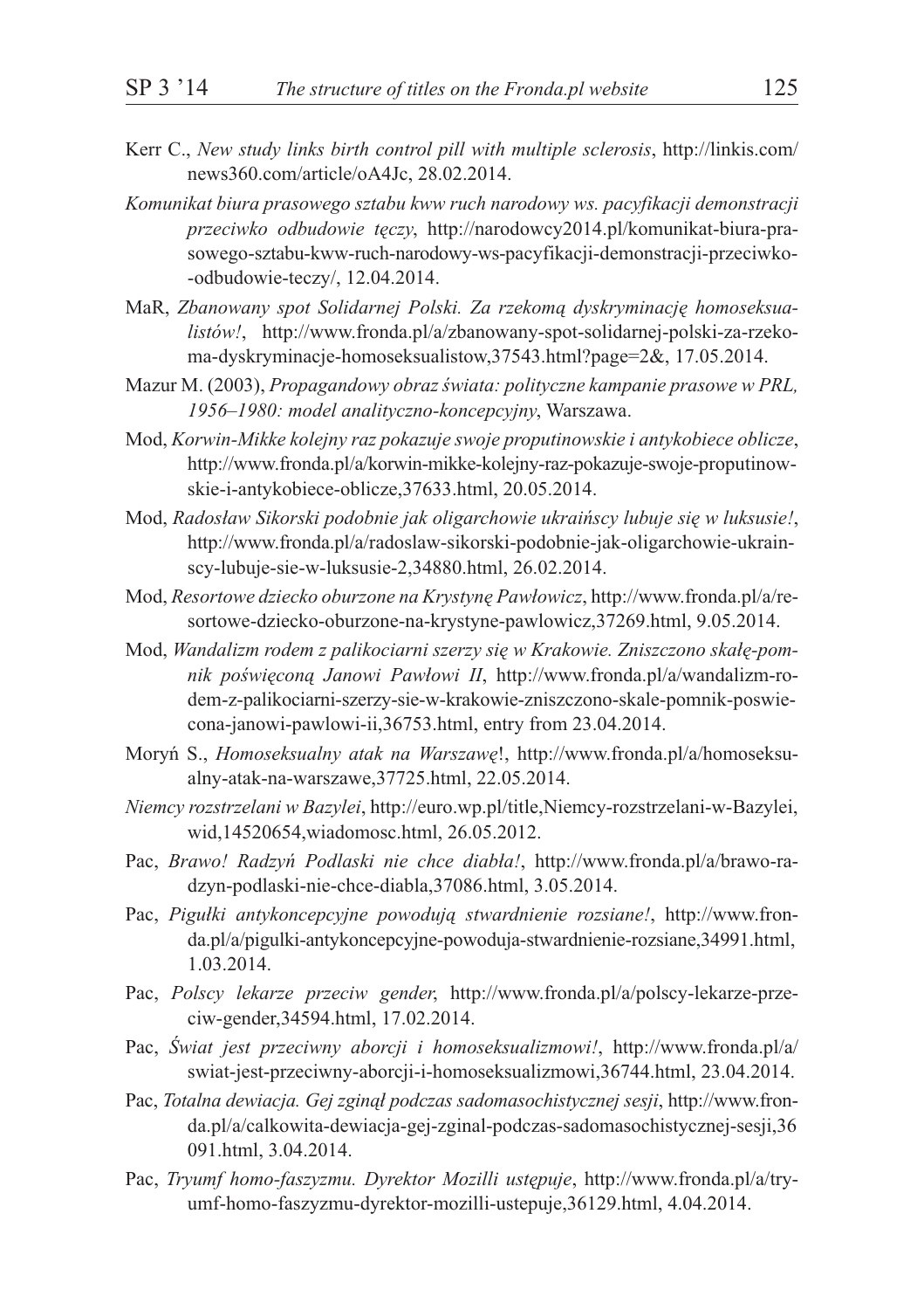Kerr C., *New study links birth control pill with multiple sclerosis*, http://linkis.com/news360.com/article/oA4Jc, 28.02.2014.

*Komunikat biura prasowego sztabu kww ruch narodowy ws. pacyfikacji demonstracji przeciwko odbudowie tęczy*, http://narodowcy2014.pl/komunikat-biura-prasowego-sztabu-kww-ruch-narodowy-ws-pacyfikacji-demonstracji-przeciwko--odbudowie-teczy/, 12.04.2014.

MaR, *Zbanowany spot Solidarnej Polski. Za rzekomą dyskryminację homoseksualistów!*, http://www.fronda.pl/a/zbanowany-spot-solidarnej-polski-za-rzekoma-dyskryminacje-homoseksualistow,37543.html?page=2&, 17.05.2014.

Mazur M. (2003), *Propagandowy obraz świata: polityczne kampanie prasowe w PRL, 1956–1980: model analityczno-koncepcyjny*, Warszawa.

Mod, *Korwin-Mikke kolejny raz pokazuje swoje proputinowskie i antykobiece oblicze*, http://www.fronda.pl/a/korwin-mikke-kolejny-raz-pokazuje-swoje-proputinowskie-i-antykobiece-oblicze,37633.html, 20.05.2014.

Mod, *Radosław Sikorski podobnie jak oligarchowie ukraińscy lubuje się w luksusie!*, http://www.fronda.pl/a/radoslaw-sikorski-podobnie-jak-oligarchowie-ukrainscy-lubuje-sie-w-luksusie-2,34880.html, 26.02.2014.

Mod, *Resortowe dziecko oburzone na Krystynę Pawłowicz*, http://www.fronda.pl/a/resortowe-dziecko-oburzone-na-krystyne-pawlowicz,37269.html, 9.05.2014.

Mod, *Wandalizm rodem z palikociarni szerzy się w Krakowie. Zniszczono skałę-pomnik poświęconą Janowi Pawłowi II*, http://www.fronda.pl/a/wandalizm-rodem-z-palikociarni-szerzy-sie-w-krakowie-zniszczono-skale-pomnik-poswiecona-janowi-pawlowi-ii,36753.html, entry from 23.04.2014.

Moryń S., *Homoseksualny atak na Warszawę*!, http://www.fronda.pl/a/homoseksualny-atak-na-warszawe,37725.html, 22.05.2014.

*Niemcy rozstrzelani w Bazylei*, http://euro.wp.pl/title,Niemcy-rozstrzelani-w-Bazylei,wid,14520654,wiadomosc.html, 26.05.2012.

Pac, *Brawo! Radzyń Podlaski nie chce diabła!*, http://www.fronda.pl/a/brawo-radzyn-podlaski-nie-chce-diabla,37086.html, 3.05.2014.

Pac, *Pigułki antykoncepcyjne powodują stwardnienie rozsiane!*, http://www.fronda.pl/a/pigulki-antykoncepcyjne-powoduja-stwardnienie-rozsiane,34991.html, 1.03.2014.

Pac, *Polscy lekarze przeciw gender*, http://www.fronda.pl/a/polscy-lekarze-przeciw-gender,34594.html, 17.02.2014.

Pac, *Świat jest przeciwny aborcji i homoseksualizmowi!*, http://www.fronda.pl/a/swiat-jest-przeciwny-aborcji-i-homoseksualizmowi,36744.html, 23.04.2014.

Pac, *Totalna dewiacja. Gej zginął podczas sadomasochistycznej sesji*, http://www.fronda.pl/a/calkowita-dewiacja-gej-zginal-podczas-sadomasochistycznej-sesji,36091.html, 3.04.2014.

Pac, *Tryumf homo-faszyzmu. Dyrektor Mozilli ustępuje*, http://www.fronda.pl/a/tryumf-homo-faszyzmu-dyrektor-mozilli-ustepuje,36129.html, 4.04.2014.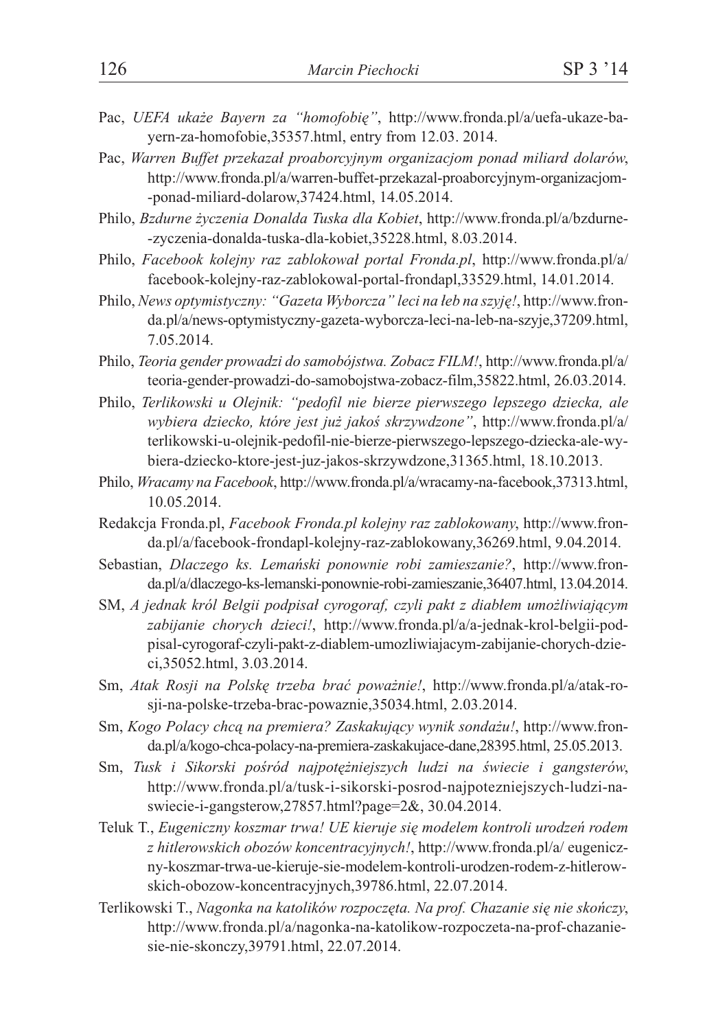- Pac, *UEFA ukaże Bayern za "homofobię"*, http://www.fronda.pl/a/uefa-ukaze-bayern-za-homofobie,35357.html, entry from 12.03. 2014.
- Pac, *Warren Buffet przekazał proaborcyjnym organizacjom ponad miliard dolarów*, http://www.fronda.pl/a/warren-buffet-przekazal-proaborcyjnym-organizacjom-ponad-miliard-dolarow,37424.html, 14.05.2014.
- Philo, *Bzdurne życzenia Donalda Tuska dla Kobiet*, http://www.fronda.pl/a/bzdurne-zyczenia-donalda-tuska-dla-kobiet,35228.html, 8.03.2014.
- Philo, *Facebook kolejny raz zablokował portal Fronda.pl*, http://www.fronda.pl/a/facebook-kolejny-raz-zablokowal-portal-frondapl,33529.html, 14.01.2014.
- Philo, *News optymistyczny: "Gazeta Wyborcza" leci na łeb na szyję!*, http://www.fronda.pl/a/news-optymistyczny-gazeta-wyborcza-leci-na-leb-na-szyje,37209.html, 7.05.2014.
- Philo, *Teoria gender prowadzi do samobójstwa. Zobacz FILM!*, http://www.fronda.pl/a/teoria-gender-prowadzi-do-samobojstwa-zobacz-film,35822.html, 26.03.2014.
- Philo, *Terlikowski u Olejnik: "pedofil nie bierze pierwszego lepszego dziecka, ale wybiera dziecko, które jest już jakoś skrzywdzone"*, http://www.fronda.pl/a/terlikowski-u-olejnik-pedofil-nie-bierze-pierwszego-lepszego-dziecka-ale-wybiera-dziecko-ktore-jest-juz-jakos-skrzywdzone,31365.html, 18.10.2013.
- Philo, *Wracamy na Facebook*, http://www.fronda.pl/a/wracamy-na-facebook,37313.html, 10.05.2014.
- Redakcja Fronda.pl, *Facebook Fronda.pl kolejny raz zablokowany*, http://www.fronda.pl/a/facebook-frondapl-kolejny-raz-zablokowany,36269.html, 9.04.2014.
- Sebastian, *Dlaczego ks. Lemański ponownie robi zamieszanie?*, http://www.fronda.pl/a/dlaczego-ks-lemanski-ponownie-robi-zamieszanie,36407.html, 13.04.2014.
- SM, *A jednak król Belgii podpisał cyrogoraf, czyli pakt z diabłem umożliwiającym zabijanie chorych dzieci!*, http://www.fronda.pl/a/a-jednak-krol-belgii-podpisal-cyrogoraf-czyli-pakt-z-diablem-umozliwiajacym-zabijanie-chorych-dzieci,35052.html, 3.03.2014.
- Sm, *Atak Rosji na Polskę trzeba brać poważnie!*, http://www.fronda.pl/a/atak-rosji-na-polske-trzeba-brac-powaznie,35034.html, 2.03.2014.
- Sm, *Kogo Polacy chcą na premiera? Zaskakujący wynik sondażu!*, http://www.fronda.pl/a/kogo-chca-polacy-na-premiera-zaskakujace-dane,28395.html, 25.05.2013.
- Sm, *Tusk i Sikorski pośród najpotężniejszych ludzi na świecie i gangsterów*, http://www.fronda.pl/a/tusk-i-sikorski-posrod-najpotezniejszych-ludzi-na-swiecie-i-gangsterow,27857.html?page=2&, 30.04.2014.
- Teluk T., *Eugeniczny koszmar trwa! UE kieruje się modelem kontroli urodzeń rodem z hitlerowskich obozów koncentracyjnych!*, http://www.fronda.pl/a/ eugeniczny-koszmar-trwa-ue-kieruje-sie-modelem-kontroli-urodzen-rodem-z-hitlerowskich-obozow-koncentracyjnych,39786.html, 22.07.2014.
- Terlikowski T., *Nagonka na katolików rozpoczęta. Na prof. Chazanie się nie skończy*, http://www.fronda.pl/a/nagonka-na-katolikow-rozpoczeta-na-prof-chazanie-sie-nie-skonczy,39791.html, 22.07.2014.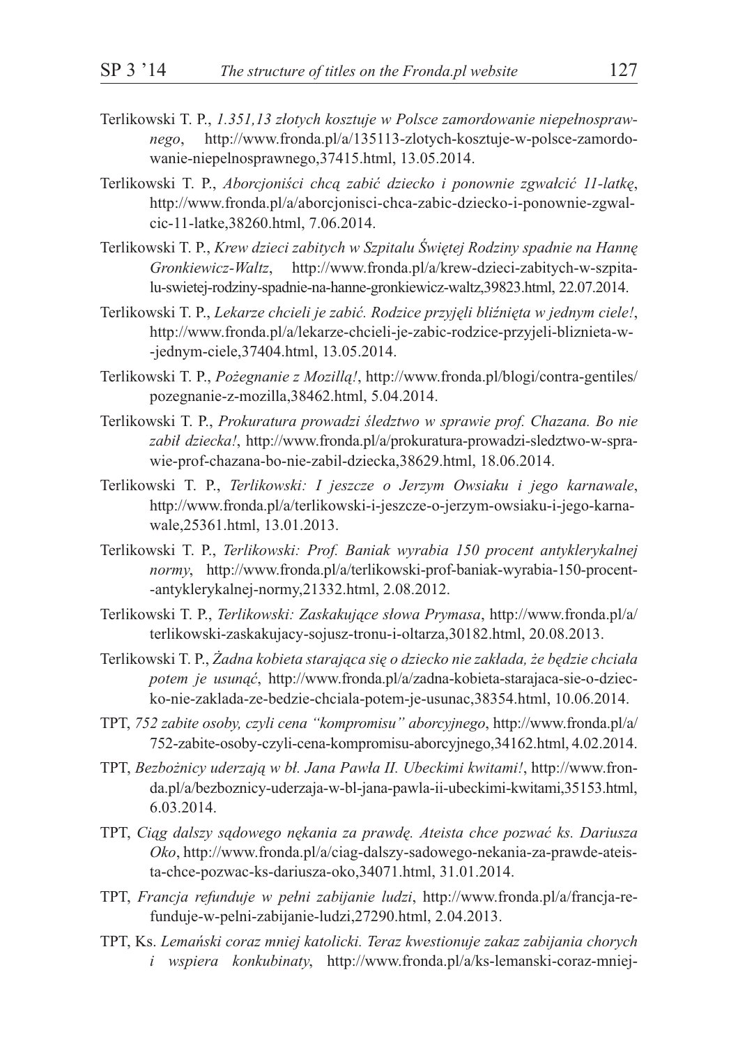Terlikowski T. P., *1.351,13 złotych kosztuje w Polsce zamordowanie niepełnosprawnego*, http://www.fronda.pl/a/135113-zlotych-kosztuje-w-polsce-zamordowanie-niepelnosprawnego,37415.html, 13.05.2014.

Terlikowski T. P., *Aborcjoniści chcą zabić dziecko i ponownie zgwałcić 11-latkę*, http://www.fronda.pl/a/aborcjonisci-chca-zabic-dziecko-i-ponownie-zgwalcic-11-latke,38260.html, 7.06.2014.

Terlikowski T. P., *Krew dzieci zabitych w Szpitalu Świętej Rodziny spadnie na Hannę Gronkiewicz-Waltz*, http://www.fronda.pl/a/krew-dzieci-zabitych-w-szpitalu-swietej-rodziny-spadnie-na-hanne-gronkiewicz-waltz,39823.html, 22.07.2014.

Terlikowski T. P., *Lekarze chcieli je zabić. Rodzice przyjęli bliźnięta w jednym ciele!*, http://www.fronda.pl/a/lekarze-chcieli-je-zabic-rodzice-przyjeli-bliznieta-w-jednym-ciele,37404.html, 13.05.2014.

Terlikowski T. P., *Pożegnanie z Mozillą!*, http://www.fronda.pl/blogi/contra-gentiles/pozegnanie-z-mozilla,38462.html, 5.04.2014.

Terlikowski T. P., *Prokuratura prowadzi śledztwo w sprawie prof. Chazana. Bo nie zabił dziecka!*, http://www.fronda.pl/a/prokuratura-prowadzi-sledztwo-w-sprawie-prof-chazana-bo-nie-zabil-dziecka,38629.html, 18.06.2014.

Terlikowski T. P., *Terlikowski: I jeszcze o Jerzym Owsiaku i jego karnawale*, http://www.fronda.pl/a/terlikowski-i-jeszcze-o-jerzym-owsiaku-i-jego-karnawale,25361.html, 13.01.2013.

Terlikowski T. P., *Terlikowski: Prof. Baniak wyrabia 150 procent antyklerykalnej normy*, http://www.fronda.pl/a/terlikowski-prof-baniak-wyrabia-150-procent-antyklerykalnej-normy,21332.html, 2.08.2012.

Terlikowski T. P., *Terlikowski: Zaskakujące słowa Prymasa*, http://www.fronda.pl/a/terlikowski-zaskakujacy-sojusz-tronu-i-oltarza,30182.html, 20.08.2013.

Terlikowski T. P., *Żadna kobieta starająca się o dziecko nie zakłada, że będzie chciała potem je usunąć*, http://www.fronda.pl/a/zadna-kobieta-starajaca-sie-o-dziecko-nie-zaklada-ze-bedzie-chciala-potem-je-usunac,38354.html, 10.06.2014.

TPT, *752 zabite osoby, czyli cena "kompromisu" aborcyjnego*, http://www.fronda.pl/a/752-zabite-osoby-czyli-cena-kompromisu-aborcyjnego,34162.html, 4.02.2014.

TPT, *Bezbożnicy uderzają w bł. Jana Pawła II. Ubeckimi kwitami!*, http://www.fronda.pl/a/bezboznicy-uderzaja-w-bl-jana-pawla-ii-ubeckimi-kwitami,35153.html, 6.03.2014.

TPT, *Ciąg dalszy sądowego nękania za prawdę. Ateista chce pozwać ks. Dariusza Oko*, http://www.fronda.pl/a/ciag-dalszy-sadowego-nekania-za-prawde-ateista-chce-pozwac-ks-dariusza-oko,34071.html, 31.01.2014.

TPT, *Francja refunduje w pełni zabijanie ludzi*, http://www.fronda.pl/a/francja-refunduje-w-pelni-zabijanie-ludzi,27290.html, 2.04.2013.

TPT, Ks. *Lemański coraz mniej katolicki. Teraz kwestionuje zakaz zabijania chorych i wspiera konkubinaty*, http://www.fronda.pl/a/ks-lemanski-coraz-mniej-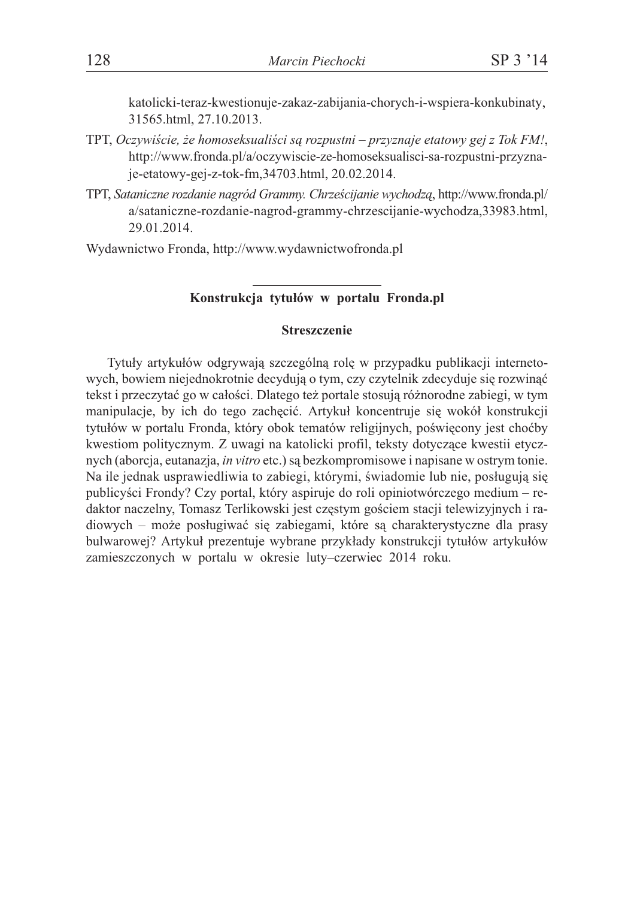katolicki-teraz-kwestionuje-zakaz-zabijania-chorych-i-wspiera-konkubinaty, 31565.html, 27.10.2013.

TPT, *Oczywiście, że homoseksualiści są rozpustni – przyznaje etatowy gej z Tok FM!*, http://www.fronda.pl/a/oczywiscie-ze-homoseksualisci-sa-rozpustni-przyznaje-etatowy-gej-z-tok-fm,34703.html, 20.02.2014.

TPT, *Sataniczne rozdanie nagród Grammy. Chrześcijanie wychodzą*, http://www.fronda.pl/a/sataniczne-rozdanie-nagrod-grammy-chrzescijanie-wychodza,33983.html, 29.01.2014.

Wydawnictwo Fronda, http://www.wydawnictwofronda.pl

---

**Konstrukcja tytułów w portalu Fronda.pl**

**Streszczenie**

Tytuły artykułów odgrywają szczególną rolę w przypadku publikacji internetowych, bowiem niejednokrotnie decydują o tym, czy czytelnik zdecyduje się rozwinąć tekst i przeczytać go w całości. Dlatego też portale stosują różnorodne zabiegi, w tym manipulacje, by ich do tego zachęcić. Artykuł koncentruje się wokół konstrukcji tytułów w portalu Fronda, który obok tematów religijnych, poświęcony jest choćby kwestiom politycznym. Z uwagi na katolicki profil, teksty dotyczące kwestii etycznych (aborcja, eutanazja, *in vitro* etc.) są bezkompromisowe i napisane w ostrym tonie. Na ile jednak usprawiedliwia to zabiegi, którymi, świadomie lub nie, posługują się publicyści Frondy? Czy portal, który aspiruje do roli opiniotwórczego medium – redaktor naczelny, Tomasz Terlikowski jest częstym gościem stacji telewizyjnych i radiowych – może posługiwać się zabiegami, które są charakterystyczne dla prasy bulwarowej? Artykuł prezentuje wybrane przykłady konstrukcji tytułów artykułów zamieszczonych w portalu w okresie luty–czerwiec 2014 roku.